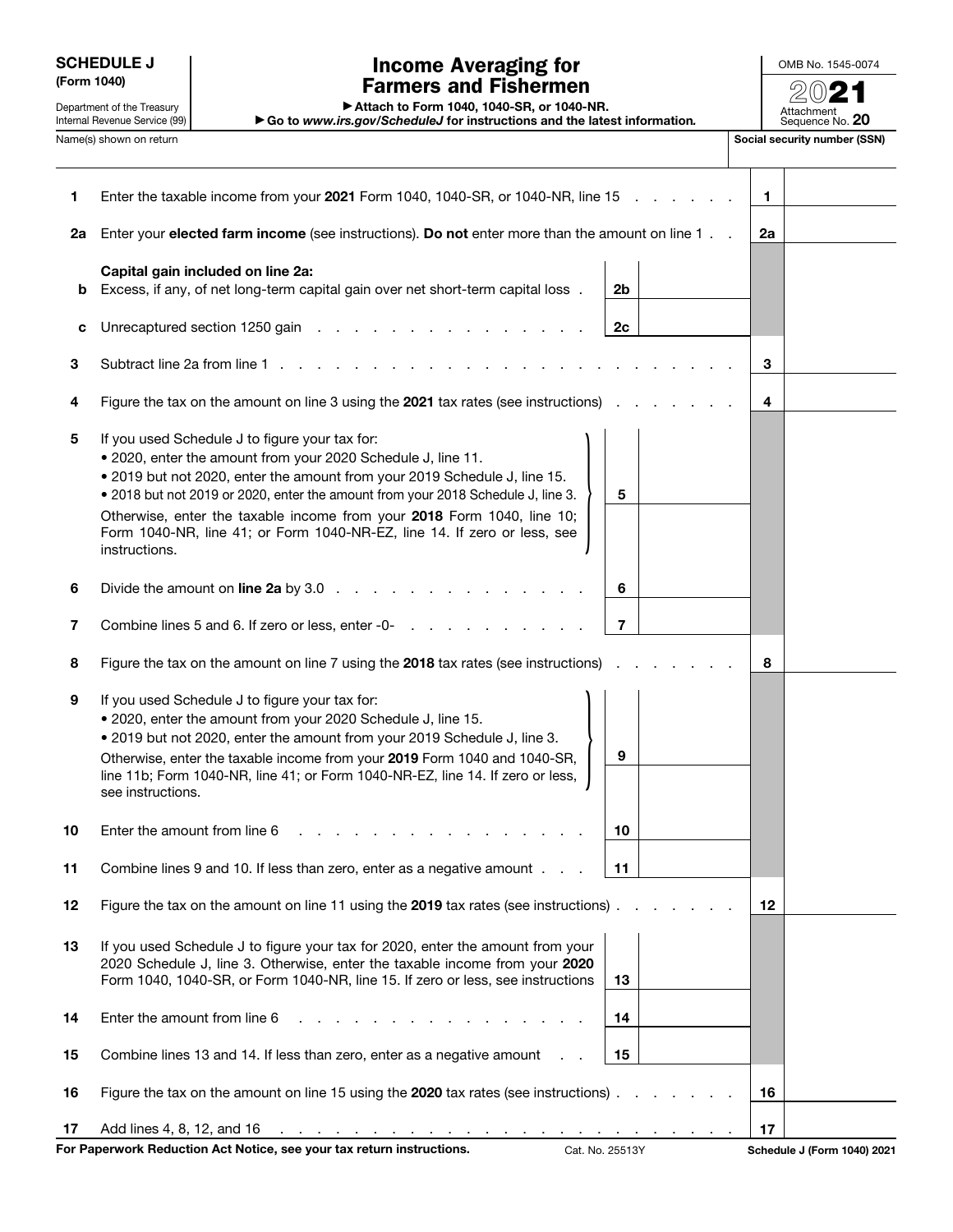**SCHEDULE J**
**(Form 1040)**

Department of the Treasury
Internal Revenue Service (99)

# Income Averaging for Farmers and Fishermen

▶ Attach to Form 1040, 1040-SR, or 1040-NR.
▶ Go to *www.irs.gov/ScheduleJ* for instructions and the latest information.

OMB No. 1545-0074

**2021**

Attachment Sequence No. **20**

Name(s) shown on return | **Social security number (SSN)**

| Line | Description | Sub-line | Amount | Line | Amount |
|---|---|---|---|---|---|
| **1** | Enter the taxable income from your **2021** Form 1040, 1040-SR, or 1040-NR, line 15 | | | **1** | |
| **2a** | Enter your **elected farm income** (see instructions). **Do not** enter more than the amount on line 1 | | | **2a** | |
| | **Capital gain included on line 2a:** | | | | |
| **b** | Excess, if any, of net long-term capital gain over net short-term capital loss | **2b** | | | |
| **c** | Unrecaptured section 1250 gain | **2c** | | | |
| **3** | Subtract line 2a from line 1 | | | **3** | |
| **4** | Figure the tax on the amount on line 3 using the **2021** tax rates (see instructions) | | | **4** | |
| **5** | If you used Schedule J to figure your tax for: • 2020, enter the amount from your 2020 Schedule J, line 11. • 2019 but not 2020, enter the amount from your 2019 Schedule J, line 15. • 2018 but not 2019 or 2020, enter the amount from your 2018 Schedule J, line 3. Otherwise, enter the taxable income from your **2018** Form 1040, line 10; Form 1040-NR, line 41; or Form 1040-NR-EZ, line 14. If zero or less, see instructions. | **5** | | | |
| **6** | Divide the amount on **line 2a** by 3.0 | **6** | | | |
| **7** | Combine lines 5 and 6. If zero or less, enter -0- | **7** | | | |
| **8** | Figure the tax on the amount on line 7 using the **2018** tax rates (see instructions) | | | **8** | |
| **9** | If you used Schedule J to figure your tax for: • 2020, enter the amount from your 2020 Schedule J, line 15. • 2019 but not 2020, enter the amount from your 2019 Schedule J, line 3. Otherwise, enter the taxable income from your **2019** Form 1040 and 1040-SR, line 11b; Form 1040-NR, line 41; or Form 1040-NR-EZ, line 14. If zero or less, see instructions. | **9** | | | |
| **10** | Enter the amount from line 6 | **10** | | | |
| **11** | Combine lines 9 and 10. If less than zero, enter as a negative amount | **11** | | | |
| **12** | Figure the tax on the amount on line 11 using the **2019** tax rates (see instructions) | | | **12** | |
| **13** | If you used Schedule J to figure your tax for 2020, enter the amount from your 2020 Schedule J, line 3. Otherwise, enter the taxable income from your **2020** Form 1040, 1040-SR, or Form 1040-NR, line 15. If zero or less, see instructions | **13** | | | |
| **14** | Enter the amount from line 6 | **14** | | | |
| **15** | Combine lines 13 and 14. If less than zero, enter as a negative amount | **15** | | | |
| **16** | Figure the tax on the amount on line 15 using the **2020** tax rates (see instructions) | | | **16** | |
| **17** | Add lines 4, 8, 12, and 16 | | | **17** | |

**For Paperwork Reduction Act Notice, see your tax return instructions.** Cat. No. 25513Y **Schedule J (Form 1040) 2021**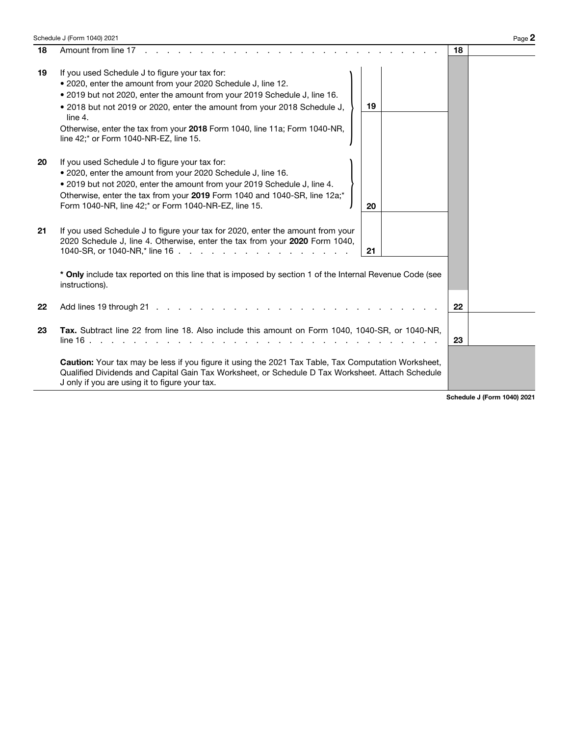| | | | |
|---|---|---|---|
| **18** | Amount from line 17 | **18** | |
| **19** | If you used Schedule J to figure your tax for:<br>• 2020, enter the amount from your 2020 Schedule J, line 12.<br>• 2019 but not 2020, enter the amount from your 2019 Schedule J, line 16.<br>• 2018 but not 2019 or 2020, enter the amount from your 2018 Schedule J, line 4.<br>Otherwise, enter the tax from your **2018** Form 1040, line 11a; Form 1040-NR, line 42;* or Form 1040-NR-EZ, line 15. | **19** | |
| **20** | If you used Schedule J to figure your tax for:<br>• 2020, enter the amount from your 2020 Schedule J, line 16.<br>• 2019 but not 2020, enter the amount from your 2019 Schedule J, line 4.<br>Otherwise, enter the tax from your **2019** Form 1040 and 1040-SR, line 12a;* Form 1040-NR, line 42;* or Form 1040-NR-EZ, line 15. | **20** | |
| **21** | If you used Schedule J to figure your tax for 2020, enter the amount from your 2020 Schedule J, line 4. Otherwise, enter the tax from your **2020** Form 1040, 1040-SR, or 1040-NR,* line 16 | **21** | |
| | *** Only** include tax reported on this line that is imposed by section 1 of the Internal Revenue Code (see instructions). | | |
| **22** | Add lines 19 through 21 | **22** | |
| **23** | **Tax.** Subtract line 22 from line 18. Also include this amount on Form 1040, 1040-SR, or 1040-NR, line 16 | **23** | |

**Caution:** Your tax may be less if you figure it using the 2021 Tax Table, Tax Computation Worksheet, Qualified Dividends and Capital Gain Tax Worksheet, or Schedule D Tax Worksheet. Attach Schedule J only if you are using it to figure your tax.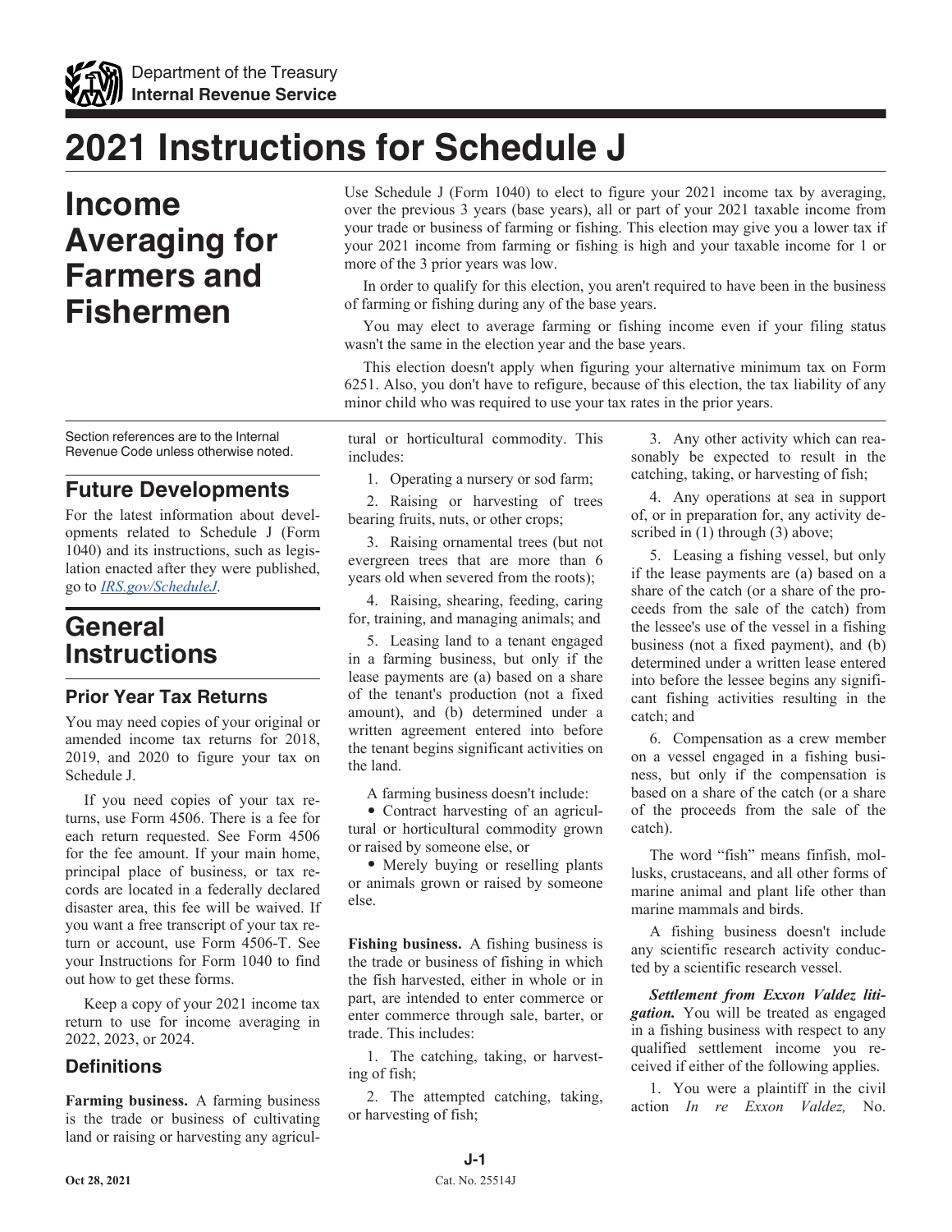# 2021 Instructions for Schedule J

# Income Averaging for Farmers and Fishermen

Use Schedule J (Form 1040) to elect to figure your 2021 income tax by averaging, over the previous 3 years (base years), all or part of your 2021 taxable income from your trade or business of farming or fishing. This election may give you a lower tax if your 2021 income from farming or fishing is high and your taxable income for 1 or more of the 3 prior years was low.

In order to qualify for this election, you aren't required to have been in the business of farming or fishing during any of the base years.

You may elect to average farming or fishing income even if your filing status wasn't the same in the election year and the base years.

This election doesn't apply when figuring your alternative minimum tax on Form 6251. Also, you don't have to refigure, because of this election, the tax liability of any minor child who was required to use your tax rates in the prior years.

Section references are to the Internal Revenue Code unless otherwise noted.

## Future Developments

For the latest information about developments related to Schedule J (Form 1040) and its instructions, such as legislation enacted after they were published, go to *IRS.gov/ScheduleJ*.

# General Instructions

## Prior Year Tax Returns

You may need copies of your original or amended income tax returns for 2018, 2019, and 2020 to figure your tax on Schedule J.

If you need copies of your tax returns, use Form 4506. There is a fee for each return requested. See Form 4506 for the fee amount. If your main home, principal place of business, or tax records are located in a federally declared disaster area, this fee will be waived. If you want a free transcript of your tax return or account, use Form 4506-T. See your Instructions for Form 1040 to find out how to get these forms.

Keep a copy of your 2021 income tax return to use for income averaging in 2022, 2023, or 2024.

### Definitions

**Farming business.** A farming business is the trade or business of cultivating land or raising or harvesting any agricultural or horticultural commodity. This includes:

1. Operating a nursery or sod farm;
2. Raising or harvesting of trees bearing fruits, nuts, or other crops;
3. Raising ornamental trees (but not evergreen trees that are more than 6 years old when severed from the roots);
4. Raising, shearing, feeding, caring for, training, and managing animals; and
5. Leasing land to a tenant engaged in a farming business, but only if the lease payments are (a) based on a share of the tenant's production (not a fixed amount), and (b) determined under a written agreement entered into before the tenant begins significant activities on the land.

A farming business doesn't include:

- Contract harvesting of an agricultural or horticultural commodity grown or raised by someone else, or
- Merely buying or reselling plants or animals grown or raised by someone else.

**Fishing business.** A fishing business is the trade or business of fishing in which the fish harvested, either in whole or in part, are intended to enter commerce or enter commerce through sale, barter, or trade. This includes:

1. The catching, taking, or harvesting of fish;
2. The attempted catching, taking, or harvesting of fish;
3. Any other activity which can reasonably be expected to result in the catching, taking, or harvesting of fish;
4. Any operations at sea in support of, or in preparation for, any activity described in (1) through (3) above;
5. Leasing a fishing vessel, but only if the lease payments are (a) based on a share of the catch (or a share of the proceeds from the sale of the catch) from the lessee's use of the vessel in a fishing business (not a fixed payment), and (b) determined under a written lease entered into before the lessee begins any significant fishing activities resulting in the catch; and
6. Compensation as a crew member on a vessel engaged in a fishing business, but only if the compensation is based on a share of the catch (or a share of the proceeds from the sale of the catch).

The word "fish" means finfish, mollusks, crustaceans, and all other forms of marine animal and plant life other than marine mammals and birds.

A fishing business doesn't include any scientific research activity conducted by a scientific research vessel.

***Settlement from Exxon Valdez litigation.*** You will be treated as engaged in a fishing business with respect to any qualified settlement income you received if either of the following applies.

1. You were a plaintiff in the civil action *In re Exxon Valdez,* No.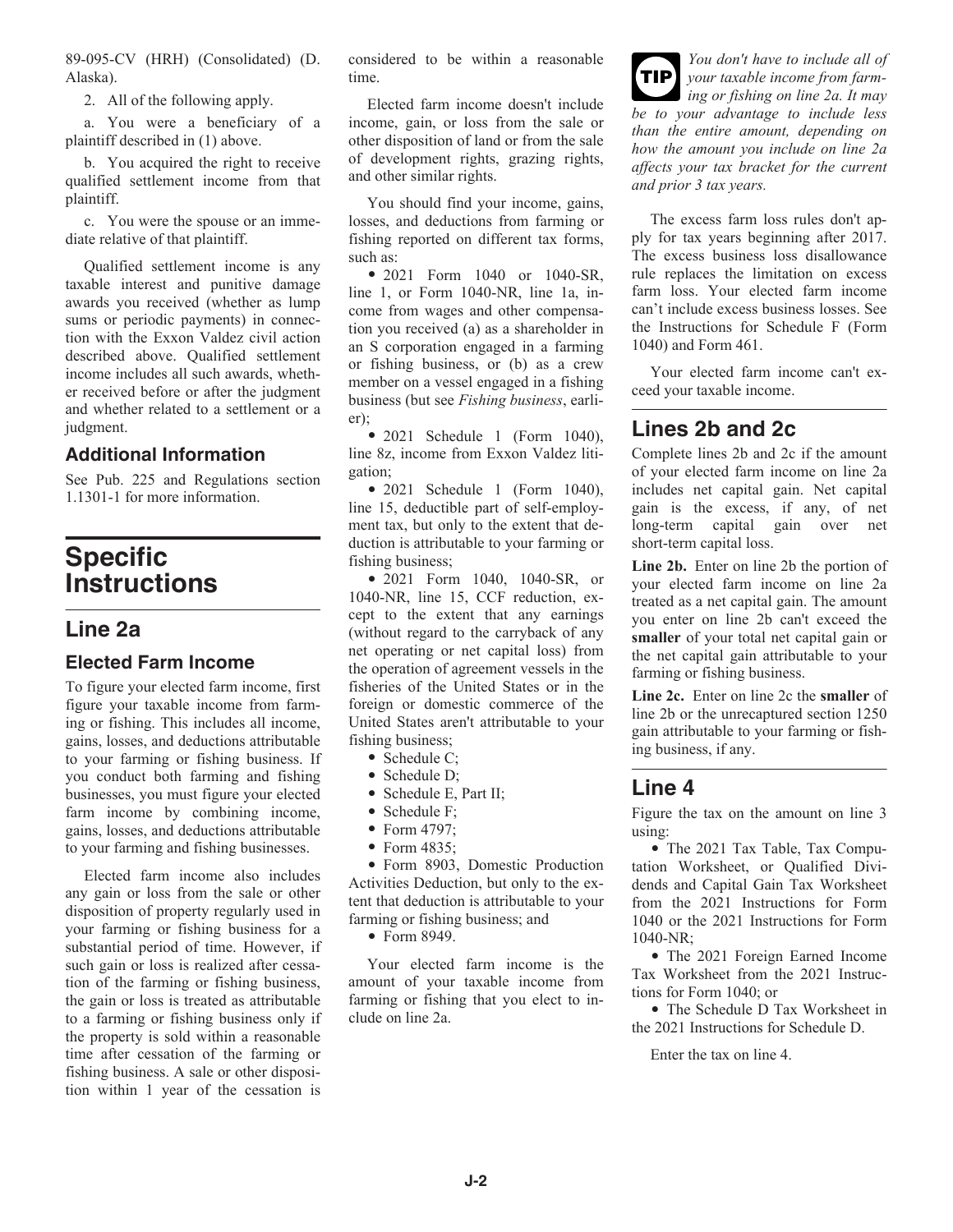89-095-CV (HRH) (Consolidated) (D. Alaska).

2. All of the following apply.

a. You were a beneficiary of a plaintiff described in (1) above.

b. You acquired the right to receive qualified settlement income from that plaintiff.

c. You were the spouse or an immediate relative of that plaintiff.

Qualified settlement income is any taxable interest and punitive damage awards you received (whether as lump sums or periodic payments) in connection with the Exxon Valdez civil action described above. Qualified settlement income includes all such awards, whether received before or after the judgment and whether related to a settlement or a judgment.

### Additional Information

See Pub. 225 and Regulations section 1.1301-1 for more information.

# Specific Instructions

## Line 2a

### Elected Farm Income

To figure your elected farm income, first figure your taxable income from farming or fishing. This includes all income, gains, losses, and deductions attributable to your farming or fishing business. If you conduct both farming and fishing businesses, you must figure your elected farm income by combining income, gains, losses, and deductions attributable to your farming and fishing businesses.

Elected farm income also includes any gain or loss from the sale or other disposition of property regularly used in your farming or fishing business for a substantial period of time. However, if such gain or loss is realized after cessation of the farming or fishing business, the gain or loss is treated as attributable to a farming or fishing business only if the property is sold within a reasonable time after cessation of the farming or fishing business. A sale or other disposition within 1 year of the cessation is considered to be within a reasonable time.

Elected farm income doesn't include income, gain, or loss from the sale or other disposition of land or from the sale of development rights, grazing rights, and other similar rights.

You should find your income, gains, losses, and deductions from farming or fishing reported on different tax forms, such as:

- 2021 Form 1040 or 1040-SR, line 1, or Form 1040-NR, line 1a, income from wages and other compensation you received (a) as a shareholder in an S corporation engaged in a farming or fishing business, or (b) as a crew member on a vessel engaged in a fishing business (but see *Fishing business*, earlier);
- 2021 Schedule 1 (Form 1040), line 8z, income from Exxon Valdez litigation;
- 2021 Schedule 1 (Form 1040), line 15, deductible part of self-employment tax, but only to the extent that deduction is attributable to your farming or fishing business;
- 2021 Form 1040, 1040-SR, or 1040-NR, line 15, CCF reduction, except to the extent that any earnings (without regard to the carryback of any net operating or net capital loss) from the operation of agreement vessels in the fisheries of the United States or in the foreign or domestic commerce of the United States aren't attributable to your fishing business;
- Schedule C;
- Schedule D;
- Schedule E, Part II;
- Schedule F;
- Form 4797;
- Form 4835;
- Form 8903, Domestic Production Activities Deduction, but only to the extent that deduction is attributable to your farming or fishing business; and
- Form 8949.

Your elected farm income is the amount of your taxable income from farming or fishing that you elect to include on line 2a.

**TIP** *You don't have to include all of your taxable income from farming or fishing on line 2a. It may be to your advantage to include less than the entire amount, depending on how the amount you include on line 2a affects your tax bracket for the current and prior 3 tax years.*

The excess farm loss rules don't apply for tax years beginning after 2017. The excess business loss disallowance rule replaces the limitation on excess farm loss. Your elected farm income can't include excess business losses. See the Instructions for Schedule F (Form 1040) and Form 461.

Your elected farm income can't exceed your taxable income.

## Lines 2b and 2c

Complete lines 2b and 2c if the amount of your elected farm income on line 2a includes net capital gain. Net capital gain is the excess, if any, of net long-term capital gain over net short-term capital loss.

**Line 2b.** Enter on line 2b the portion of your elected farm income on line 2a treated as a net capital gain. The amount you enter on line 2b can't exceed the **smaller** of your total net capital gain or the net capital gain attributable to your farming or fishing business.

**Line 2c.** Enter on line 2c the **smaller** of line 2b or the unrecaptured section 1250 gain attributable to your farming or fishing business, if any.

## Line 4

Figure the tax on the amount on line 3 using:

- The 2021 Tax Table, Tax Computation Worksheet, or Qualified Dividends and Capital Gain Tax Worksheet from the 2021 Instructions for Form 1040 or the 2021 Instructions for Form 1040-NR;
- The 2021 Foreign Earned Income Tax Worksheet from the 2021 Instructions for Form 1040; or
- The Schedule D Tax Worksheet in the 2021 Instructions for Schedule D.

Enter the tax on line 4.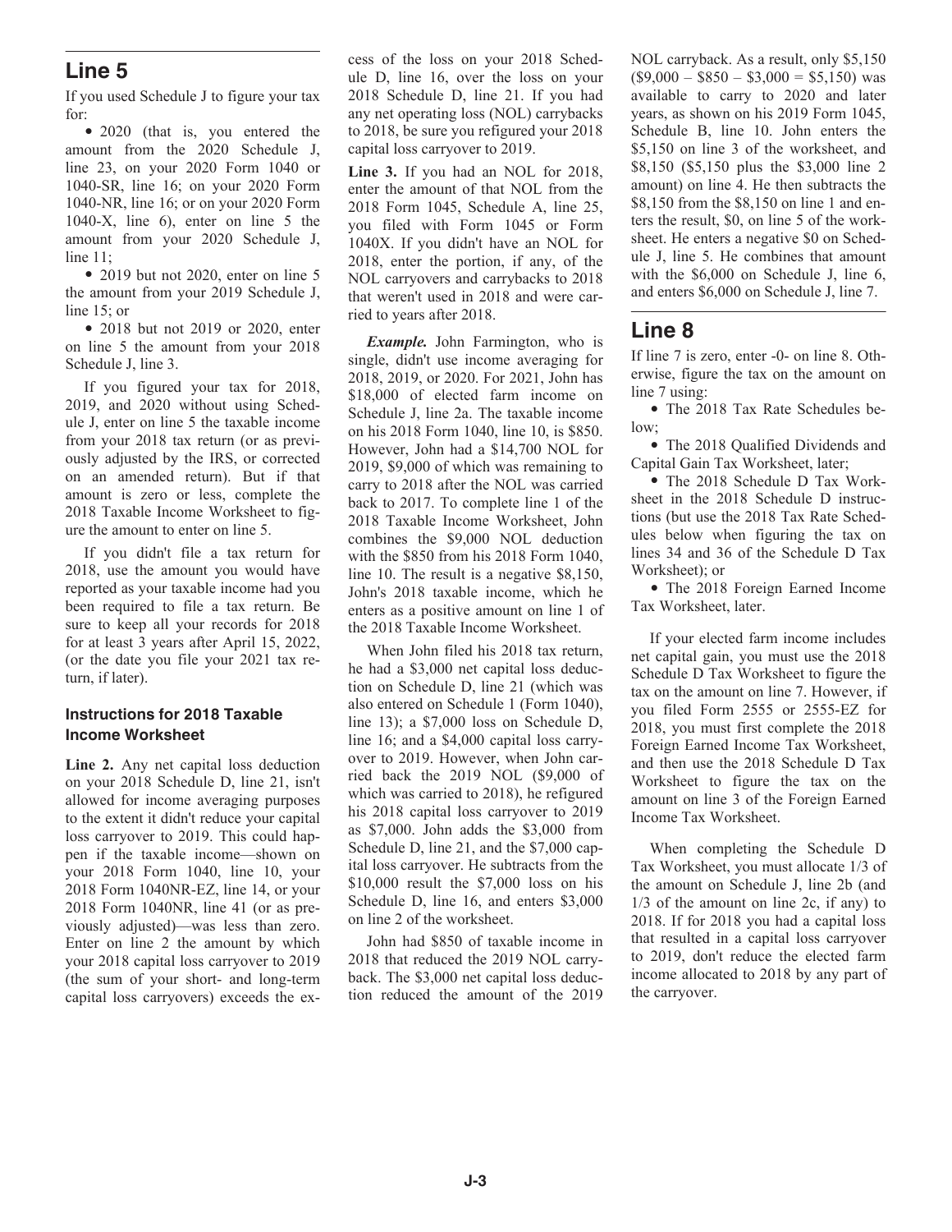## Line 5

If you used Schedule J to figure your tax for:

- 2020 (that is, you entered the amount from the 2020 Schedule J, line 23, on your 2020 Form 1040 or 1040-SR, line 16; on your 2020 Form 1040-NR, line 16; or on your 2020 Form 1040-X, line 6), enter on line 5 the amount from your 2020 Schedule J, line 11;
- 2019 but not 2020, enter on line 5 the amount from your 2019 Schedule J, line 15; or
- 2018 but not 2019 or 2020, enter on line 5 the amount from your 2018 Schedule J, line 3.

If you figured your tax for 2018, 2019, and 2020 without using Schedule J, enter on line 5 the taxable income from your 2018 tax return (or as previously adjusted by the IRS, or corrected on an amended return). But if that amount is zero or less, complete the 2018 Taxable Income Worksheet to figure the amount to enter on line 5.

If you didn't file a tax return for 2018, use the amount you would have reported as your taxable income had you been required to file a tax return. Be sure to keep all your records for 2018 for at least 3 years after April 15, 2022, (or the date you file your 2021 tax return, if later).

### Instructions for 2018 Taxable Income Worksheet

**Line 2.** Any net capital loss deduction on your 2018 Schedule D, line 21, isn't allowed for income averaging purposes to the extent it didn't reduce your capital loss carryover to 2019. This could happen if the taxable income—shown on your 2018 Form 1040, line 10, your 2018 Form 1040NR-EZ, line 14, or your 2018 Form 1040NR, line 41 (or as previously adjusted)—was less than zero. Enter on line 2 the amount by which your 2018 capital loss carryover to 2019 (the sum of your short- and long-term capital loss carryovers) exceeds the excess of the loss on your 2018 Schedule D, line 16, over the loss on your 2018 Schedule D, line 21. If you had any net operating loss (NOL) carrybacks to 2018, be sure you refigured your 2018 capital loss carryover to 2019.

**Line 3.** If you had an NOL for 2018, enter the amount of that NOL from the 2018 Form 1045, Schedule A, line 25, you filed with Form 1045 or Form 1040X. If you didn't have an NOL for 2018, enter the portion, if any, of the NOL carryovers and carrybacks to 2018 that weren't used in 2018 and were carried to years after 2018.

***Example.*** John Farmington, who is single, didn't use income averaging for 2018, 2019, or 2020. For 2021, John has $18,000 of elected farm income on Schedule J, line 2a. The taxable income on his 2018 Form 1040, line 10, is $850. However, John had a $14,700 NOL for 2019, $9,000 of which was remaining to carry to 2018 after the NOL was carried back to 2017. To complete line 1 of the 2018 Taxable Income Worksheet, John combines the $9,000 NOL deduction with the $850 from his 2018 Form 1040, line 10. The result is a negative $8,150, John's 2018 taxable income, which he enters as a positive amount on line 1 of the 2018 Taxable Income Worksheet.

When John filed his 2018 tax return, he had a $3,000 net capital loss deduction on Schedule D, line 21 (which was also entered on Schedule 1 (Form 1040), line 13); a $7,000 loss on Schedule D, line 16; and a $4,000 capital loss carryover to 2019. However, when John carried back the 2019 NOL ($9,000 of which was carried to 2018), he refigured his 2018 capital loss carryover to 2019 as $7,000. John adds the $3,000 from Schedule D, line 21, and the $7,000 capital loss carryover. He subtracts from the $10,000 result the $7,000 loss on his Schedule D, line 16, and enters $3,000 on line 2 of the worksheet.

John had $850 of taxable income in 2018 that reduced the 2019 NOL carryback. The $3,000 net capital loss deduction reduced the amount of the 2019 NOL carryback. As a result, only $5,150 ($9,000 – $850 – $3,000 = $5,150) was available to carry to 2020 and later years, as shown on his 2019 Form 1045, Schedule B, line 10. John enters the $5,150 on line 3 of the worksheet, and $8,150 ($5,150 plus the $3,000 line 2 amount) on line 4. He then subtracts the $8,150 from the $8,150 on line 1 and enters the result, $0, on line 5 of the worksheet. He enters a negative $0 on Schedule J, line 5. He combines that amount with the $6,000 on Schedule J, line 6, and enters $6,000 on Schedule J, line 7.

## Line 8

If line 7 is zero, enter -0- on line 8. Otherwise, figure the tax on the amount on line 7 using:

- The 2018 Tax Rate Schedules below;
- The 2018 Qualified Dividends and Capital Gain Tax Worksheet, later;
- The 2018 Schedule D Tax Worksheet in the 2018 Schedule D instructions (but use the 2018 Tax Rate Schedules below when figuring the tax on lines 34 and 36 of the Schedule D Tax Worksheet); or
- The 2018 Foreign Earned Income Tax Worksheet, later.

If your elected farm income includes net capital gain, you must use the 2018 Schedule D Tax Worksheet to figure the tax on the amount on line 7. However, if you filed Form 2555 or 2555-EZ for 2018, you must first complete the 2018 Foreign Earned Income Tax Worksheet, and then use the 2018 Schedule D Tax Worksheet to figure the tax on the amount on line 3 of the Foreign Earned Income Tax Worksheet.

When completing the Schedule D Tax Worksheet, you must allocate 1/3 of the amount on Schedule J, line 2b (and 1/3 of the amount on line 2c, if any) to 2018. If for 2018 you had a capital loss that resulted in a capital loss carryover to 2019, don't reduce the elected farm income allocated to 2018 by any part of the carryover.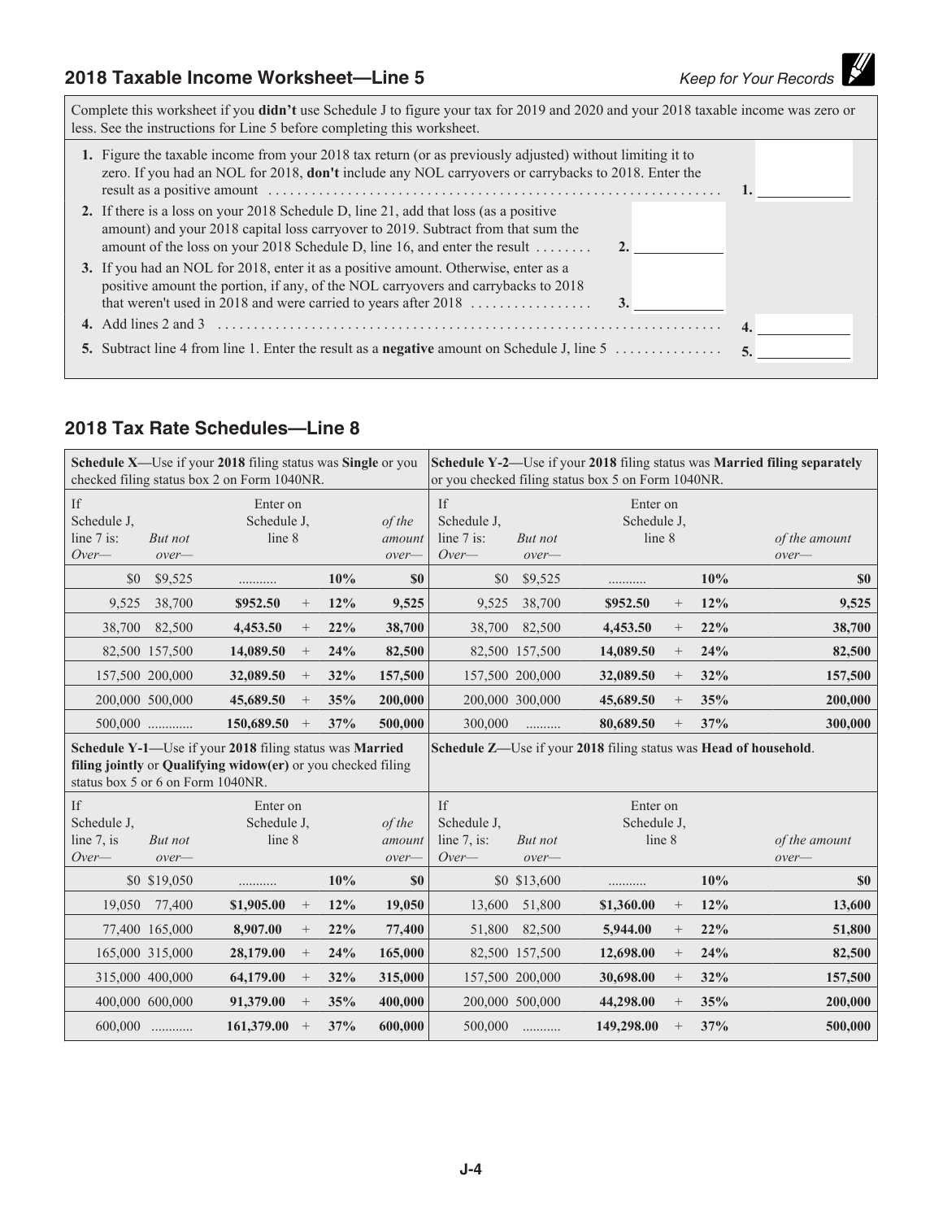## 2018 Taxable Income Worksheet—Line 5

*Keep for Your Records*

Complete this worksheet if you **didn't** use Schedule J to figure your tax for 2019 and 2020 and your 2018 taxable income was zero or less. See the instructions for Line 5 before completing this worksheet.

1. Figure the taxable income from your 2018 tax return (or as previously adjusted) without limiting it to zero. If you had an NOL for 2018, **don't** include any NOL carryovers or carrybacks to 2018. Enter the result as a positive amount . . . . . . . . . . **1.** ________
2. If there is a loss on your 2018 Schedule D, line 21, add that loss (as a positive amount) and your 2018 capital loss carryover to 2019. Subtract from that sum the amount of the loss on your 2018 Schedule D, line 16, and enter the result . . . . . . . . **2.** ________
3. If you had an NOL for 2018, enter it as a positive amount. Otherwise, enter as a positive amount the portion, if any, of the NOL carryovers and carrybacks to 2018 that weren't used in 2018 and were carried to years after 2018 . . . . . . . . **3.** ________
4. Add lines 2 and 3 . . . . . . . . . . **4.** ________
5. Subtract line 4 from line 1. Enter the result as a **negative** amount on Schedule J, line 5 . . . . . . . . **5.** ________

## 2018 Tax Rate Schedules—Line 8

**Schedule X—**Use if your **2018** filing status was **Single** or you checked filing status box 2 on Form 1040NR.

| If Schedule J, line 7 is: *Over—* | *But not over—* | Enter on Schedule J, line 8 | | | *of the amount over—* |
|---|---|---|---|---|---|
| $0 | $9,525 | .......... | | 10% | $0 |
| 9,525 | 38,700 | $952.50 | + | 12% | 9,525 |
| 38,700 | 82,500 | 4,453.50 | + | 22% | 38,700 |
| 82,500 | 157,500 | 14,089.50 | + | 24% | 82,500 |
| 157,500 | 200,000 | 32,089.50 | + | 32% | 157,500 |
| 200,000 | 500,000 | 45,689.50 | + | 35% | 200,000 |
| 500,000 | ............ | 150,689.50 | + | 37% | 500,000 |

**Schedule Y-1—**Use if your **2018** filing status was **Married filing jointly** or **Qualifying widow(er)** or you checked filing status box 5 or 6 on Form 1040NR.

| If Schedule J, line 7, is *Over—* | *But not over—* | Enter on Schedule J, line 8 | | | *of the amount over—* |
|---|---|---|---|---|---|
| $0 | $19,050 | .......... | | 10% | $0 |
| 19,050 | 77,400 | $1,905.00 | + | 12% | 19,050 |
| 77,400 | 165,000 | 8,907.00 | + | 22% | 77,400 |
| 165,000 | 315,000 | 28,179.00 | + | 24% | 165,000 |
| 315,000 | 400,000 | 64,179.00 | + | 32% | 315,000 |
| 400,000 | 600,000 | 91,379.00 | + | 35% | 400,000 |
| 600,000 | ........... | 161,379.00 | + | 37% | 600,000 |

**Schedule Y-2—**Use if your **2018** filing status was **Married filing separately** or you checked filing status box 5 on Form 1040NR.

| If Schedule J, line 7 is: *Over—* | *But not over—* | Enter on Schedule J, line 8 | | | *of the amount over—* |
|---|---|---|---|---|---|
| $0 | $9,525 | .......... | | 10% | $0 |
| 9,525 | 38,700 | $952.50 | + | 12% | 9,525 |
| 38,700 | 82,500 | 4,453.50 | + | 22% | 38,700 |
| 82,500 | 157,500 | 14,089.50 | + | 24% | 82,500 |
| 157,500 | 200,000 | 32,089.50 | + | 32% | 157,500 |
| 200,000 | 300,000 | 45,689.50 | + | 35% | 200,000 |
| 300,000 | ......... | 80,689.50 | + | 37% | 300,000 |

**Schedule Z—**Use if your **2018** filing status was **Head of household**.

| If Schedule J, line 7, is: *Over—* | *But not over—* | Enter on Schedule J, line 8 | | | *of the amount over—* |
|---|---|---|---|---|---|
| $0 | $13,600 | .......... | | 10% | $0 |
| 13,600 | 51,800 | $1,360.00 | + | 12% | 13,600 |
| 51,800 | 82,500 | 5,944.00 | + | 22% | 51,800 |
| 82,500 | 157,500 | 12,698.00 | + | 24% | 82,500 |
| 157,500 | 200,000 | 30,698.00 | + | 32% | 157,500 |
| 200,000 | 500,000 | 44,298.00 | + | 35% | 200,000 |
| 500,000 | .......... | 149,298.00 | + | 37% | 500,000 |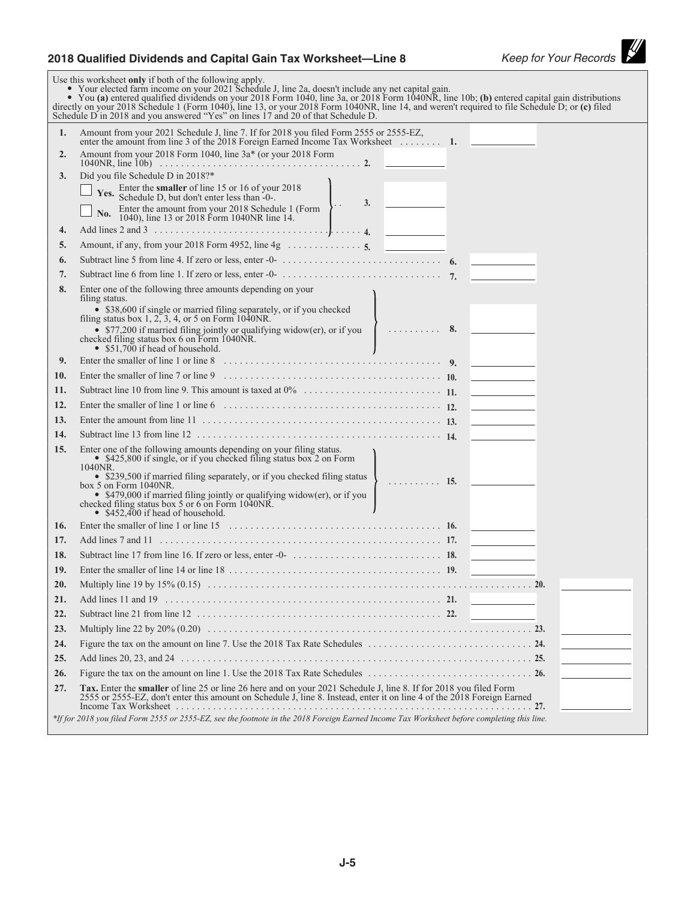## 2018 Qualified Dividends and Capital Gain Tax Worksheet—Line 8

*Keep for Your Records*

Use this worksheet **only** if both of the following apply.

- Your elected farm income on your 2021 Schedule J, line 2a, doesn't include any net capital gain.
- You **(a)** entered qualified dividends on your 2018 Form 1040, line 3a, or 2018 Form 1040NR, line 10b; **(b)** entered capital gain distributions directly on your 2018 Schedule 1 (Form 1040), line 13, or your 2018 Form 1040NR, line 14, and weren't required to file Schedule D; or **(c)** filed Schedule D in 2018 and you answered "Yes" on lines 17 and 20 of that Schedule D.

| Line | Description | | | |
|---|---|---|---|---|
| 1. | Amount from your 2021 Schedule J, line 7. If for 2018 you filed Form 2555 or 2555-EZ, enter the amount from line 3 of the 2018 Foreign Earned Income Tax Worksheet . . . . . . . . **1.** | | | |
| 2. | Amount from your 2018 Form 1040, line 3a* (or your 2018 Form 1040NR, line 10b) . . . . . . **2.** | | | |
| 3. | Did you file Schedule D in 2018?* ☐ **Yes.** Enter the **smaller** of line 15 or 16 of your 2018 Schedule D, but don't enter less than -0-. ☐ **No.** Enter the amount from your 2018 Schedule 1 (Form 1040), line 13 or 2018 Form 1040NR line 14. . . **3.** | | | |
| 4. | Add lines 2 and 3 . . . . . . **4.** | | | |
| 5. | Amount, if any, from your 2018 Form 4952, line 4g . . . . . . **5.** | | | |
| 6. | Subtract line 5 from line 4. If zero or less, enter -0- . . . . . . **6.** | | | |
| 7. | Subtract line 6 from line 1. If zero or less, enter -0- . . . . . . **7.** | | | |
| 8. | Enter one of the following three amounts depending on your filing status. • $38,600 if single or married filing separately, or if you checked filing status box 1, 2, 3, 4, or 5 on Form 1040NR. • $77,200 if married filing jointly or qualifying widow(er), or if you checked filing status box 6 on Form 1040NR. • $51,700 if head of household. . . . . . **8.** | | | |
| 9. | Enter the smaller of line 1 or line 8 . . . . . . **9.** | | | |
| 10. | Enter the smaller of line 7 or line 9 . . . . . . **10.** | | | |
| 11. | Subtract line 10 from line 9. This amount is taxed at 0% . . . . . . **11.** | | | |
| 12. | Enter the smaller of line 1 or line 6 . . . . . . **12.** | | | |
| 13. | Enter the amount from line 11 . . . . . . **13.** | | | |
| 14. | Subtract line 13 from line 12 . . . . . . **14.** | | | |
| 15. | Enter one of the following amounts depending on your filing status. • $425,800 if single, or if you checked filing status box 2 on Form 1040NR. • $239,500 if married filing separately, or if you checked filing status box 5 on Form 1040NR. • $479,000 if married filing jointly or qualifying widow(er), or if you checked filing status box 5 or 6 on Form 1040NR. • $452,400 if head of household. . . . . . **15.** | | | |
| 16. | Enter the smaller of line 1 or line 15 . . . . . . **16.** | | | |
| 17. | Add lines 7 and 11 . . . . . . **17.** | | | |
| 18. | Subtract line 17 from line 16. If zero or less, enter -0- . . . . . . **18.** | | | |
| 19. | Enter the smaller of line 14 or line 18 . . . . . . **19.** | | | |
| 20. | Multiply line 19 by 15% (0.15) . . . . . . **20.** | | | |
| 21. | Add lines 11 and 19 . . . . . . **21.** | | | |
| 22. | Subtract line 21 from line 12 . . . . . . **22.** | | | |
| 23. | Multiply line 22 by 20% (0.20) . . . . . . **23.** | | | |
| 24. | Figure the tax on the amount on line 7. Use the 2018 Tax Rate Schedules . . . . . . **24.** | | | |
| 25. | Add lines 20, 23, and 24 . . . . . . **25.** | | | |
| 26. | Figure the tax on the amount on line 1. Use the 2018 Tax Rate Schedules . . . . . . **26.** | | | |
| 27. | **Tax.** Enter the **smaller** of line 25 or line 26 here and on your 2021 Schedule J, line 8. If for 2018 you filed Form 2555 or 2555-EZ, don't enter this amount on Schedule J, line 8. Instead, enter it on line 4 of the 2018 Foreign Earned Income Tax Worksheet . . . . . . **27.** | | | |

*\*If for 2018 you filed Form 2555 or 2555-EZ, see the footnote in the 2018 Foreign Earned Income Tax Worksheet before completing this line.*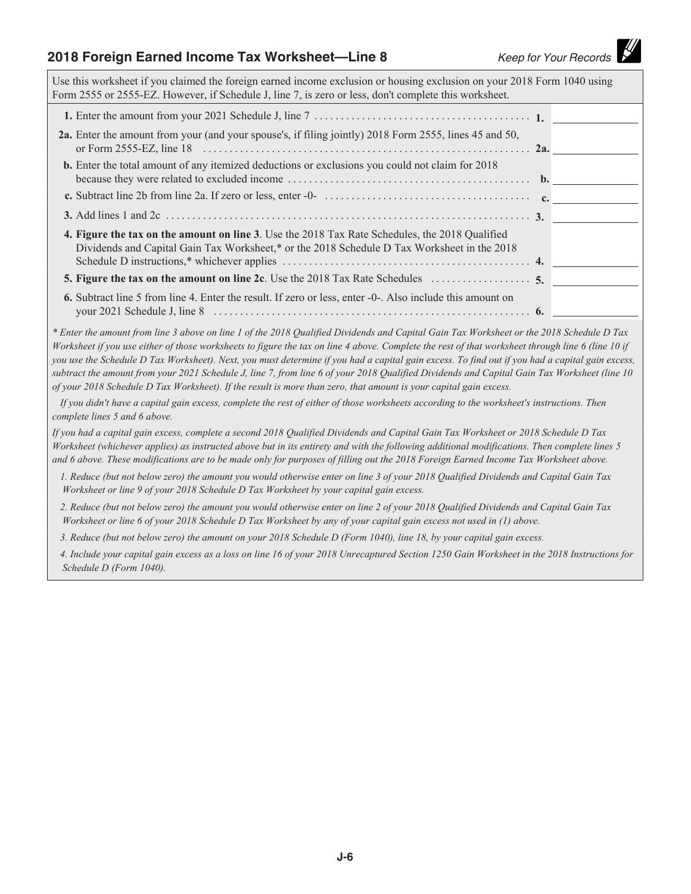## 2018 Foreign Earned Income Tax Worksheet—Line 8

*Keep for Your Records*

Use this worksheet if you claimed the foreign earned income exclusion or housing exclusion on your 2018 Form 1040 using Form 2555 or 2555-EZ. However, if Schedule J, line 7, is zero or less, don't complete this worksheet.

| | | |
|---|---|---|
| **1.** Enter the amount from your 2021 Schedule J, line 7 | **1.** | |
| **2a.** Enter the amount from your (and your spouse's, if filing jointly) 2018 Form 2555, lines 45 and 50, or Form 2555-EZ, line 18 | **2a.** | |
| **b.** Enter the total amount of any itemized deductions or exclusions you could not claim for 2018 because they were related to excluded income | **b.** | |
| **c.** Subtract line 2b from line 2a. If zero or less, enter -0- | **c.** | |
| **3.** Add lines 1 and 2c | **3.** | |
| **4. Figure the tax on the amount on line 3**. Use the 2018 Tax Rate Schedules, the 2018 Qualified Dividends and Capital Gain Tax Worksheet,* or the 2018 Schedule D Tax Worksheet in the 2018 Schedule D instructions,* whichever applies | **4.** | |
| **5. Figure the tax on the amount on line 2c**. Use the 2018 Tax Rate Schedules | **5.** | |
| **6.** Subtract line 5 from line 4. Enter the result. If zero or less, enter -0-. Also include this amount on your 2021 Schedule J, line 8 | **6.** | |

*\* Enter the amount from line 3 above on line 1 of the 2018 Qualified Dividends and Capital Gain Tax Worksheet or the 2018 Schedule D Tax Worksheet if you use either of those worksheets to figure the tax on line 4 above. Complete the rest of that worksheet through line 6 (line 10 if you use the Schedule D Tax Worksheet). Next, you must determine if you had a capital gain excess. To find out if you had a capital gain excess, subtract the amount from your 2021 Schedule J, line 7, from line 6 of your 2018 Qualified Dividends and Capital Gain Tax Worksheet (line 10 of your 2018 Schedule D Tax Worksheet). If the result is more than zero, that amount is your capital gain excess.*

*If you didn't have a capital gain excess, complete the rest of either of those worksheets according to the worksheet's instructions. Then complete lines 5 and 6 above.*

*If you had a capital gain excess, complete a second 2018 Qualified Dividends and Capital Gain Tax Worksheet or 2018 Schedule D Tax Worksheet (whichever applies) as instructed above but in its entirety and with the following additional modifications. Then complete lines 5 and 6 above. These modifications are to be made only for purposes of filling out the 2018 Foreign Earned Income Tax Worksheet above.*

1. *Reduce (but not below zero) the amount you would otherwise enter on line 3 of your 2018 Qualified Dividends and Capital Gain Tax Worksheet or line 9 of your 2018 Schedule D Tax Worksheet by your capital gain excess.*
2. *Reduce (but not below zero) the amount you would otherwise enter on line 2 of your 2018 Qualified Dividends and Capital Gain Tax Worksheet or line 6 of your 2018 Schedule D Tax Worksheet by any of your capital gain excess not used in (1) above.*
3. *Reduce (but not below zero) the amount on your 2018 Schedule D (Form 1040), line 18, by your capital gain excess.*
4. *Include your capital gain excess as a loss on line 16 of your 2018 Unrecaptured Section 1250 Gain Worksheet in the 2018 Instructions for Schedule D (Form 1040).*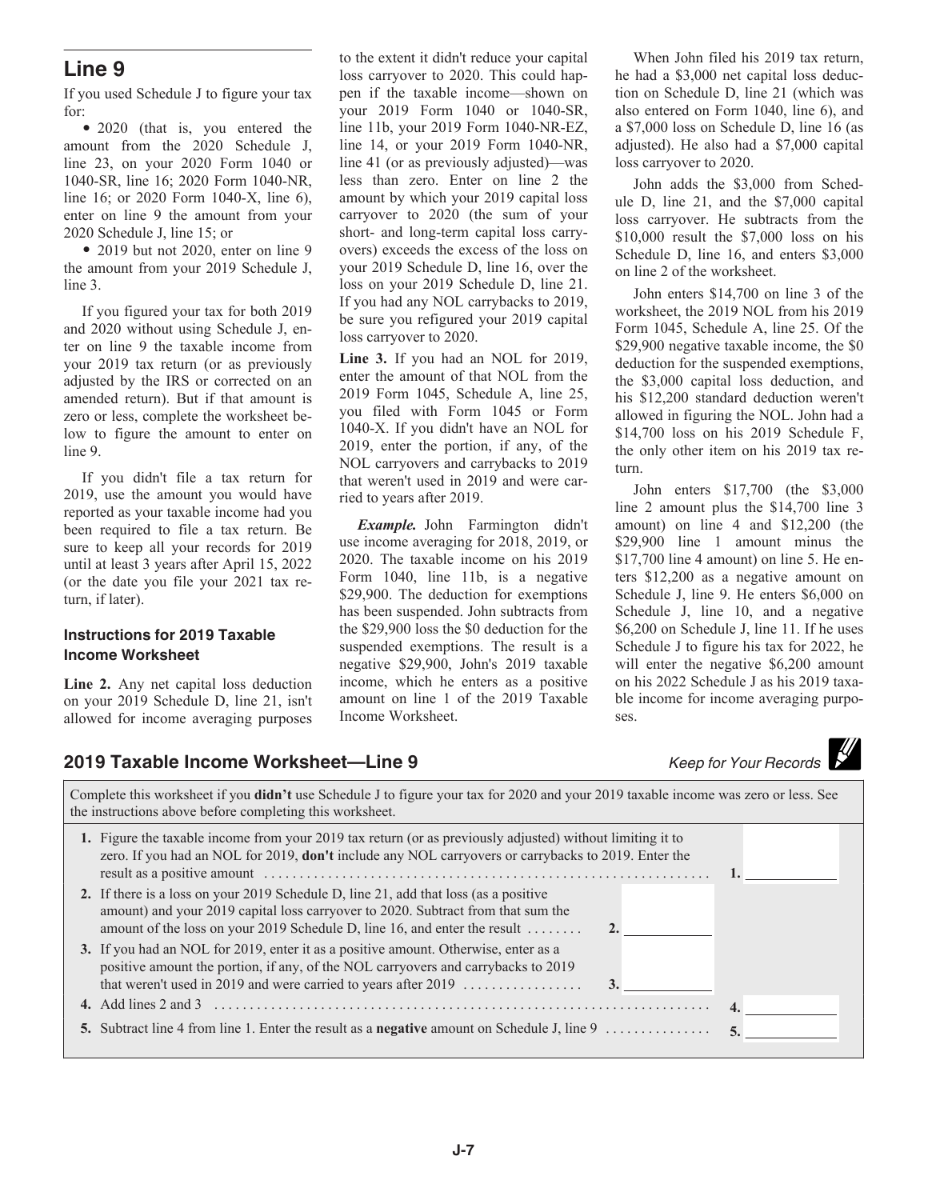## Line 9

If you used Schedule J to figure your tax for:

- 2020 (that is, you entered the amount from the 2020 Schedule J, line 23, on your 2020 Form 1040 or 1040-SR, line 16; 2020 Form 1040-NR, line 16; or 2020 Form 1040-X, line 6), enter on line 9 the amount from your 2020 Schedule J, line 15; or
- 2019 but not 2020, enter on line 9 the amount from your 2019 Schedule J, line 3.

If you figured your tax for both 2019 and 2020 without using Schedule J, enter on line 9 the taxable income from your 2019 tax return (or as previously adjusted by the IRS or corrected on an amended return). But if that amount is zero or less, complete the worksheet below to figure the amount to enter on line 9.

If you didn't file a tax return for 2019, use the amount you would have reported as your taxable income had you been required to file a tax return. Be sure to keep all your records for 2019 until at least 3 years after April 15, 2022 (or the date you file your 2021 tax return, if later).

### Instructions for 2019 Taxable Income Worksheet

**Line 2.** Any net capital loss deduction on your 2019 Schedule D, line 21, isn't allowed for income averaging purposes to the extent it didn't reduce your capital loss carryover to 2020. This could happen if the taxable income—shown on your 2019 Form 1040 or 1040-SR, line 11b, your 2019 Form 1040-NR-EZ, line 14, or your 2019 Form 1040-NR, line 41 (or as previously adjusted)—was less than zero. Enter on line 2 the amount by which your 2019 capital loss carryover to 2020 (the sum of your short- and long-term capital loss carryovers) exceeds the excess of the loss on your 2019 Schedule D, line 16, over the loss on your 2019 Schedule D, line 21. If you had any NOL carrybacks to 2019, be sure you refigured your 2019 capital loss carryover to 2020.

**Line 3.** If you had an NOL for 2019, enter the amount of that NOL from the 2019 Form 1045, Schedule A, line 25, you filed with Form 1045 or Form 1040-X. If you didn't have an NOL for 2019, enter the portion, if any, of the NOL carryovers and carrybacks to 2019 that weren't used in 2019 and were carried to years after 2019.

***Example.*** John Farmington didn't use income averaging for 2018, 2019, or 2020. The taxable income on his 2019 Form 1040, line 11b, is a negative $29,900. The deduction for exemptions has been suspended. John subtracts from the $29,900 loss the $0 deduction for the suspended exemptions. The result is a negative $29,900, John's 2019 taxable income, which he enters as a positive amount on line 1 of the 2019 Taxable Income Worksheet.

When John filed his 2019 tax return, he had a $3,000 net capital loss deduction on Schedule D, line 21 (which was also entered on Form 1040, line 6), and a $7,000 loss on Schedule D, line 16 (as adjusted). He also had a $7,000 capital loss carryover to 2020.

John adds the $3,000 from Schedule D, line 21, and the $7,000 capital loss carryover. He subtracts from the $10,000 result the $7,000 loss on his Schedule D, line 16, and enters $3,000 on line 2 of the worksheet.

John enters $14,700 on line 3 of the worksheet, the 2019 NOL from his 2019 Form 1045, Schedule A, line 25. Of the $29,900 negative taxable income, the $0 deduction for the suspended exemptions, the $3,000 capital loss deduction, and his $12,200 standard deduction weren't allowed in figuring the NOL. John had a $14,700 loss on his 2019 Schedule F, the only other item on his 2019 tax return.

John enters $17,700 (the $3,000 line 2 amount plus the $14,700 line 3 amount) on line 4 and $12,200 (the $29,900 line 1 amount minus the $17,700 line 4 amount) on line 5. He enters $12,200 as a negative amount on Schedule J, line 9. He enters $6,000 on Schedule J, line 10, and a negative $6,200 on Schedule J, line 11. If he uses Schedule J to figure his tax for 2022, he will enter the negative $6,200 amount on his 2022 Schedule J as his 2019 taxable income for income averaging purposes.

## 2019 Taxable Income Worksheet—Line 9

*Keep for Your Records*

Complete this worksheet if you **didn't** use Schedule J to figure your tax for 2020 and your 2019 taxable income was zero or less. See the instructions above before completing this worksheet.

| | | |
|---|---|---|
| **1.** Figure the taxable income from your 2019 tax return (or as previously adjusted) without limiting it to zero. If you had an NOL for 2019, **don't** include any NOL carryovers or carrybacks to 2019. Enter the result as a positive amount | | **1.** ______ |
| **2.** If there is a loss on your 2019 Schedule D, line 21, add that loss (as a positive amount) and your 2019 capital loss carryover to 2020. Subtract from that sum the amount of the loss on your 2019 Schedule D, line 16, and enter the result | **2.** ______ | |
| **3.** If you had an NOL for 2019, enter it as a positive amount. Otherwise, enter as a positive amount the portion, if any, of the NOL carryovers and carrybacks to 2019 that weren't used in 2019 and were carried to years after 2019 | **3.** ______ | |
| **4.** Add lines 2 and 3 | | **4.** ______ |
| **5.** Subtract line 4 from line 1. Enter the result as a **negative** amount on Schedule J, line 9 | | **5.** ______ |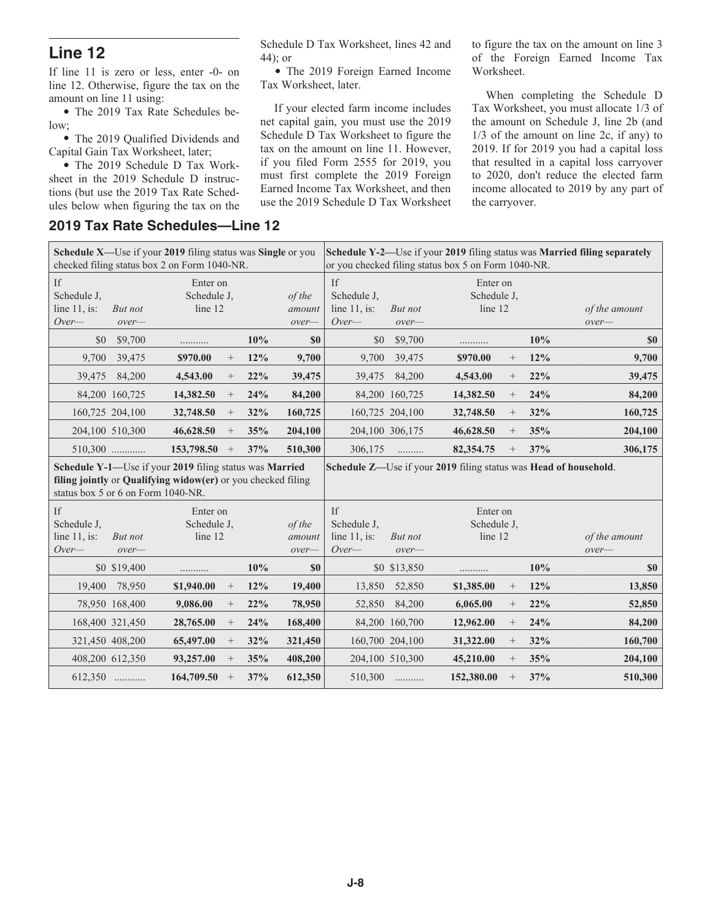## Line 12

If line 11 is zero or less, enter -0- on line 12. Otherwise, figure the tax on the amount on line 11 using:

- The 2019 Tax Rate Schedules below;
- The 2019 Qualified Dividends and Capital Gain Tax Worksheet, later;
- The 2019 Schedule D Tax Worksheet in the 2019 Schedule D instructions (but use the 2019 Tax Rate Schedules below when figuring the tax on the Schedule D Tax Worksheet, lines 42 and 44); or
- The 2019 Foreign Earned Income Tax Worksheet, later.

If your elected farm income includes net capital gain, you must use the 2019 Schedule D Tax Worksheet to figure the tax on the amount on line 11. However, if you filed Form 2555 for 2019, you must first complete the 2019 Foreign Earned Income Tax Worksheet, and then use the 2019 Schedule D Tax Worksheet to figure the tax on the amount on line 3 of the Foreign Earned Income Tax Worksheet.

When completing the Schedule D Tax Worksheet, you must allocate 1/3 of the amount on Schedule J, line 2b (and 1/3 of the amount on line 2c, if any) to 2019. If for 2019 you had a capital loss that resulted in a capital loss carryover to 2020, don't reduce the elected farm income allocated to 2019 by any part of the carryover.

### 2019 Tax Rate Schedules—Line 12

**Schedule X—**Use if your **2019** filing status was **Single** or you checked filing status box 2 on Form 1040-NR.

| If Schedule J, line 11, is: *Over—* | *But not over—* | Enter on Schedule J, line 12 | | | *of the amount over—* |
|---|---|---|---|---|---|
| $0 | $9,700 | .......... | | 10% | $0 |
| 9,700 | 39,475 | $970.00 | + | 12% | 9,700 |
| 39,475 | 84,200 | 4,543.00 | + | 22% | 39,475 |
| 84,200 | 160,725 | 14,382.50 | + | 24% | 84,200 |
| 160,725 | 204,100 | 32,748.50 | + | 32% | 160,725 |
| 204,100 | 510,300 | 46,628.50 | + | 35% | 204,100 |
| 510,300 | ............ | 153,798.50 | + | 37% | 510,300 |

**Schedule Y-2—**Use if your **2019** filing status was **Married filing separately** or you checked filing status box 5 on Form 1040-NR.

| If Schedule J, line 11, is: *Over—* | *But not over—* | Enter on Schedule J, line 12 | | | *of the amount over—* |
|---|---|---|---|---|---|
| $0 | $9,700 | .......... | | 10% | $0 |
| 9,700 | 39,475 | $970.00 | + | 12% | 9,700 |
| 39,475 | 84,200 | 4,543.00 | + | 22% | 39,475 |
| 84,200 | 160,725 | 14,382.50 | + | 24% | 84,200 |
| 160,725 | 204,100 | 32,748.50 | + | 32% | 160,725 |
| 204,100 | 306,175 | 46,628.50 | + | 35% | 204,100 |
| 306,175 | ......... | 82,354.75 | + | 37% | 306,175 |

**Schedule Y-1—**Use if your **2019** filing status was **Married filing jointly** or **Qualifying widow(er)** or you checked filing status box 5 or 6 on Form 1040-NR.

| If Schedule J, line 11, is: *Over—* | *But not over—* | Enter on Schedule J, line 12 | | | *of the amount over—* |
|---|---|---|---|---|---|
| $0 | $19,400 | .......... | | 10% | $0 |
| 19,400 | 78,950 | $1,940.00 | + | 12% | 19,400 |
| 78,950 | 168,400 | 9,086.00 | + | 22% | 78,950 |
| 168,400 | 321,450 | 28,765.00 | + | 24% | 168,400 |
| 321,450 | 408,200 | 65,497.00 | + | 32% | 321,450 |
| 408,200 | 612,350 | 93,257.00 | + | 35% | 408,200 |
| 612,350 | ........... | 164,709.50 | + | 37% | 612,350 |

**Schedule Z—**Use if your **2019** filing status was **Head of household**.

| If Schedule J, line 11, is: *Over—* | *But not over—* | Enter on Schedule J, line 12 | | | *of the amount over—* |
|---|---|---|---|---|---|
| $0 | $13,850 | .......... | | 10% | $0 |
| 13,850 | 52,850 | $1,385.00 | + | 12% | 13,850 |
| 52,850 | 84,200 | 6,065.00 | + | 22% | 52,850 |
| 84,200 | 160,700 | 12,962.00 | + | 24% | 84,200 |
| 160,700 | 204,100 | 31,322.00 | + | 32% | 160,700 |
| 204,100 | 510,300 | 45,210.00 | + | 35% | 204,100 |
| 510,300 | .......... | 152,380.00 | + | 37% | 510,300 |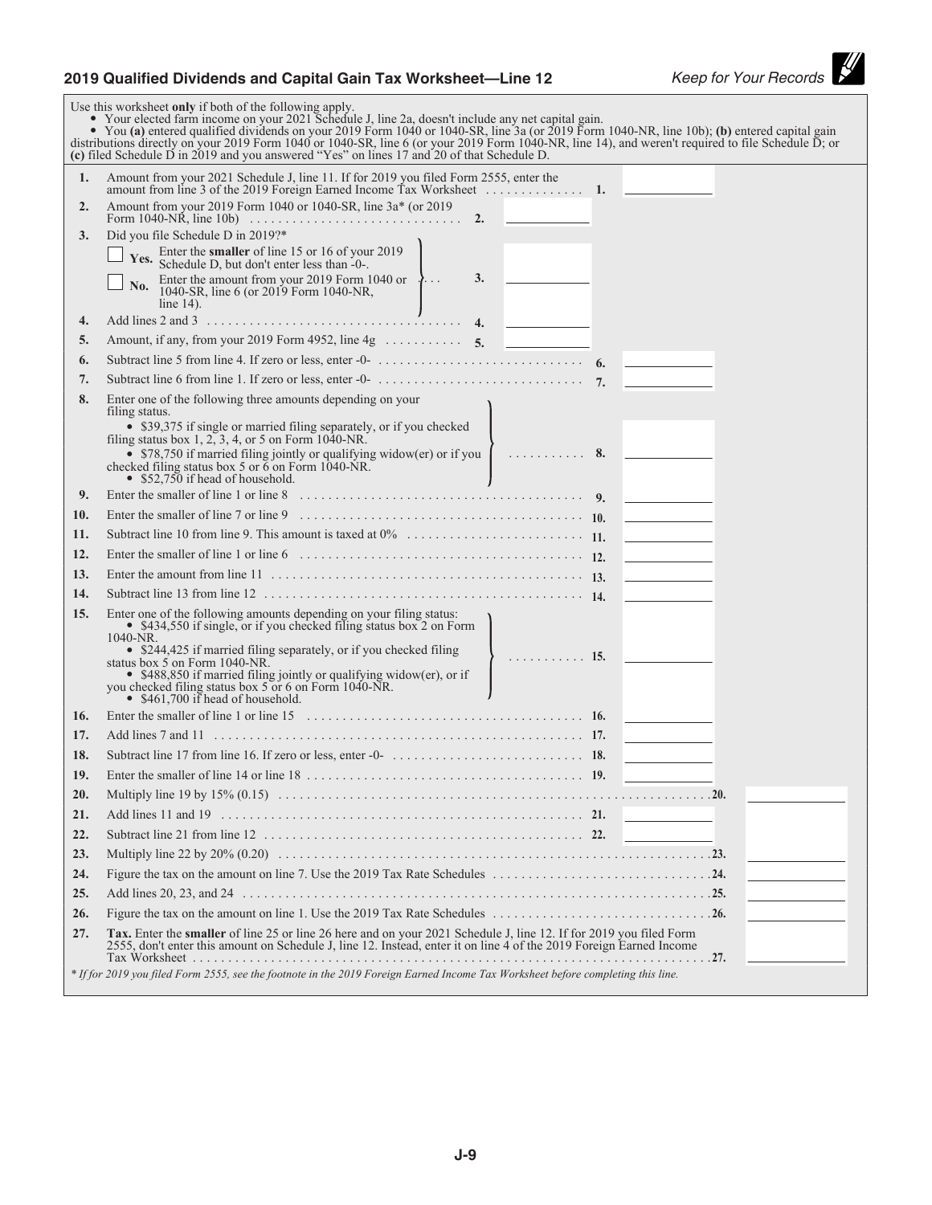## 2019 Qualified Dividends and Capital Gain Tax Worksheet—Line 12

*Keep for Your Records*

Use this worksheet **only** if both of the following apply.

- Your elected farm income on your 2021 Schedule J, line 2a, doesn't include any net capital gain.
- You **(a)** entered qualified dividends on your 2019 Form 1040 or 1040-SR, line 3a (or 2019 Form 1040-NR, line 10b); **(b)** entered capital gain distributions directly on your 2019 Form 1040 or 1040-SR, line 6 (or your 2019 Form 1040-NR, line 14), and weren't required to file Schedule D; or **(c)** filed Schedule D in 2019 and you answered "Yes" on lines 17 and 20 of that Schedule D.

| | | | |
|---|---|---|---|
| **1.** | Amount from your 2021 Schedule J, line 11. If for 2019 you filed Form 2555, enter the amount from line 3 of the 2019 Foreign Earned Income Tax Worksheet | **1.** | |
| **2.** | Amount from your 2019 Form 1040 or 1040-SR, line 3a* (or 2019 Form 1040-NR, line 10b) | **2.** | |
| **3.** | Did you file Schedule D in 2019?* ☐ **Yes.** Enter the **smaller** of line 15 or 16 of your 2019 Schedule D, but don't enter less than -0-. ☐ **No.** Enter the amount from your 2019 Form 1040 or 1040-SR, line 6 (or 2019 Form 1040-NR, line 14). | **3.** | |
| **4.** | Add lines 2 and 3 | **4.** | |
| **5.** | Amount, if any, from your 2019 Form 4952, line 4g | **5.** | |
| **6.** | Subtract line 5 from line 4. If zero or less, enter -0- | **6.** | |
| **7.** | Subtract line 6 from line 1. If zero or less, enter -0- | **7.** | |
| **8.** | Enter one of the following three amounts depending on your filing status. • $39,375 if single or married filing separately, or if you checked filing status box 1, 2, 3, 4, or 5 on Form 1040-NR. • $78,750 if married filing jointly or qualifying widow(er) or if you checked filing status box 5 or 6 on Form 1040-NR. • $52,750 if head of household. | **8.** | |
| **9.** | Enter the smaller of line 1 or line 8 | **9.** | |
| **10.** | Enter the smaller of line 7 or line 9 | **10.** | |
| **11.** | Subtract line 10 from line 9. This amount is taxed at 0% | **11.** | |
| **12.** | Enter the smaller of line 1 or line 6 | **12.** | |
| **13.** | Enter the amount from line 11 | **13.** | |
| **14.** | Subtract line 13 from line 12 | **14.** | |
| **15.** | Enter one of the following amounts depending on your filing status: • $434,550 if single, or if you checked filing status box 2 on Form 1040-NR. • $244,425 if married filing separately, or if you checked filing status box 5 on Form 1040-NR. • $488,850 if married filing jointly or qualifying widow(er), or if you checked filing status box 5 or 6 on Form 1040-NR. • $461,700 if head of household. | **15.** | |
| **16.** | Enter the smaller of line 1 or line 15 | **16.** | |
| **17.** | Add lines 7 and 11 | **17.** | |
| **18.** | Subtract line 17 from line 16. If zero or less, enter -0- | **18.** | |
| **19.** | Enter the smaller of line 14 or line 18 | **19.** | |
| **20.** | Multiply line 19 by 15% (0.15) | **20.** | |
| **21.** | Add lines 11 and 19 | **21.** | |
| **22.** | Subtract line 21 from line 12 | **22.** | |
| **23.** | Multiply line 22 by 20% (0.20) | **23.** | |
| **24.** | Figure the tax on the amount on line 7. Use the 2019 Tax Rate Schedules | **24.** | |
| **25.** | Add lines 20, 23, and 24 | **25.** | |
| **26.** | Figure the tax on the amount on line 1. Use the 2019 Tax Rate Schedules | **26.** | |
| **27.** | **Tax.** Enter the **smaller** of line 25 or line 26 here and on your 2021 Schedule J, line 12. If for 2019 you filed Form 2555, don't enter this amount on Schedule J, line 12. Instead, enter it on line 4 of the 2019 Foreign Earned Income Tax Worksheet | **27.** | |

*\* If for 2019 you filed Form 2555, see the footnote in the 2019 Foreign Earned Income Tax Worksheet before completing this line.*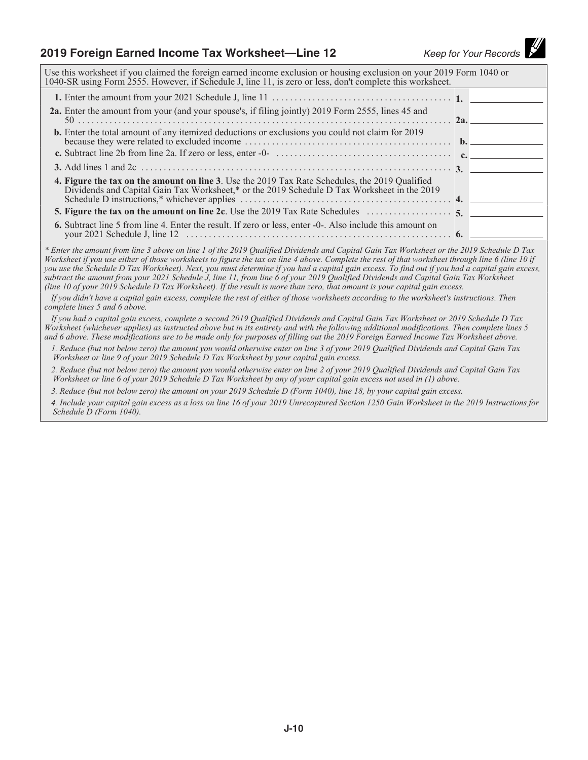## 2019 Foreign Earned Income Tax Worksheet—Line 12

*Keep for Your Records*

Use this worksheet if you claimed the foreign earned income exclusion or housing exclusion on your 2019 Form 1040 or 1040-SR using Form 2555. However, if Schedule J, line 11, is zero or less, don't complete this worksheet.

| | | |
|---|---|---|
| **1.** Enter the amount from your 2021 Schedule J, line 11 | **1.** | |
| **2a.** Enter the amount from your (and your spouse's, if filing jointly) 2019 Form 2555, lines 45 and 50 | **2a.** | |
| **b.** Enter the total amount of any itemized deductions or exclusions you could not claim for 2019 because they were related to excluded income | **b.** | |
| **c.** Subtract line 2b from line 2a. If zero or less, enter -0- | **c.** | |
| **3.** Add lines 1 and 2c | **3.** | |
| **4. Figure the tax on the amount on line 3**. Use the 2019 Tax Rate Schedules, the 2019 Qualified Dividends and Capital Gain Tax Worksheet,* or the 2019 Schedule D Tax Worksheet in the 2019 Schedule D instructions,* whichever applies | **4.** | |
| **5. Figure the tax on the amount on line 2c**. Use the 2019 Tax Rate Schedules | **5.** | |
| **6.** Subtract line 5 from line 4. Enter the result. If zero or less, enter -0-. Also include this amount on your 2021 Schedule J, line 12 | **6.** | |

*\* Enter the amount from line 3 above on line 1 of the 2019 Qualified Dividends and Capital Gain Tax Worksheet or the 2019 Schedule D Tax Worksheet if you use either of those worksheets to figure the tax on line 4 above. Complete the rest of that worksheet through line 6 (line 10 if you use the Schedule D Tax Worksheet). Next, you must determine if you had a capital gain excess. To find out if you had a capital gain excess, subtract the amount from your 2021 Schedule J, line 11, from line 6 of your 2019 Qualified Dividends and Capital Gain Tax Worksheet (line 10 of your 2019 Schedule D Tax Worksheet). If the result is more than zero, that amount is your capital gain excess.*

*If you didn't have a capital gain excess, complete the rest of either of those worksheets according to the worksheet's instructions. Then complete lines 5 and 6 above.*

*If you had a capital gain excess, complete a second 2019 Qualified Dividends and Capital Gain Tax Worksheet or 2019 Schedule D Tax Worksheet (whichever applies) as instructed above but in its entirety and with the following additional modifications. Then complete lines 5 and 6 above. These modifications are to be made only for purposes of filling out the 2019 Foreign Earned Income Tax Worksheet above.*

*1. Reduce (but not below zero) the amount you would otherwise enter on line 3 of your 2019 Qualified Dividends and Capital Gain Tax Worksheet or line 9 of your 2019 Schedule D Tax Worksheet by your capital gain excess.*

*2. Reduce (but not below zero) the amount you would otherwise enter on line 2 of your 2019 Qualified Dividends and Capital Gain Tax Worksheet or line 6 of your 2019 Schedule D Tax Worksheet by any of your capital gain excess not used in (1) above.*

*3. Reduce (but not below zero) the amount on your 2019 Schedule D (Form 1040), line 18, by your capital gain excess.*

*4. Include your capital gain excess as a loss on line 16 of your 2019 Unrecaptured Section 1250 Gain Worksheet in the 2019 Instructions for Schedule D (Form 1040).*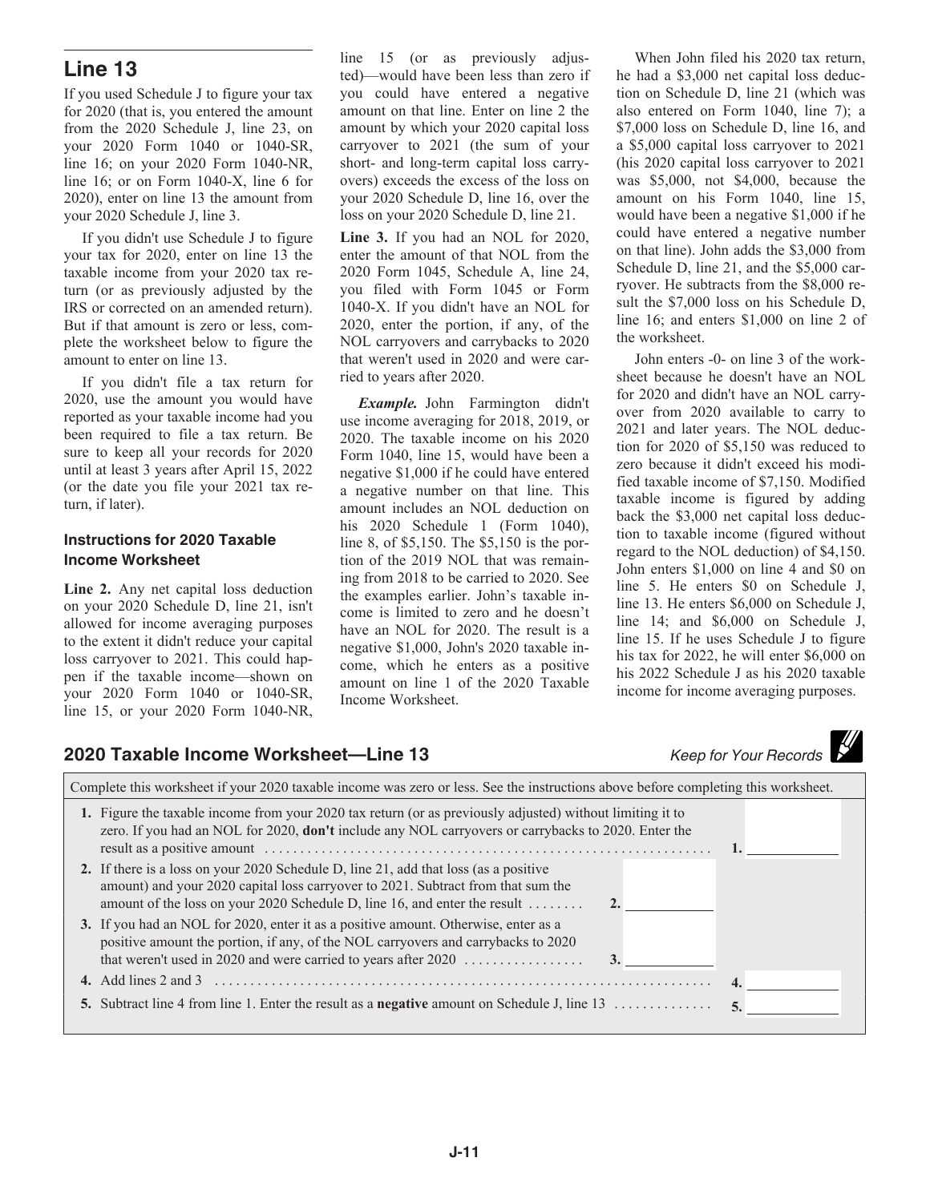## Line 13

If you used Schedule J to figure your tax for 2020 (that is, you entered the amount from the 2020 Schedule J, line 23, on your 2020 Form 1040 or 1040-SR, line 16; on your 2020 Form 1040-NR, line 16; or on Form 1040-X, line 6 for 2020), enter on line 13 the amount from your 2020 Schedule J, line 3.

If you didn't use Schedule J to figure your tax for 2020, enter on line 13 the taxable income from your 2020 tax return (or as previously adjusted by the IRS or corrected on an amended return). But if that amount is zero or less, complete the worksheet below to figure the amount to enter on line 13.

If you didn't file a tax return for 2020, use the amount you would have reported as your taxable income had you been required to file a tax return. Be sure to keep all your records for 2020 until at least 3 years after April 15, 2022 (or the date you file your 2021 tax return, if later).

### Instructions for 2020 Taxable Income Worksheet

**Line 2.** Any net capital loss deduction on your 2020 Schedule D, line 21, isn't allowed for income averaging purposes to the extent it didn't reduce your capital loss carryover to 2021. This could happen if the taxable income—shown on your 2020 Form 1040 or 1040-SR, line 15, or your 2020 Form 1040-NR, line 15 (or as previously adjusted)—would have been less than zero if you could have entered a negative amount on that line. Enter on line 2 the amount by which your 2020 capital loss carryover to 2021 (the sum of your short- and long-term capital loss carryovers) exceeds the excess of the loss on your 2020 Schedule D, line 16, over the loss on your 2020 Schedule D, line 21.

**Line 3.** If you had an NOL for 2020, enter the amount of that NOL from the 2020 Form 1045, Schedule A, line 24, you filed with Form 1045 or Form 1040-X. If you didn't have an NOL for 2020, enter the portion, if any, of the NOL carryovers and carrybacks to 2020 that weren't used in 2020 and were carried to years after 2020.

***Example.*** John Farmington didn't use income averaging for 2018, 2019, or 2020. The taxable income on his 2020 Form 1040, line 15, would have been a negative $1,000 if he could have entered a negative number on that line. This amount includes an NOL deduction on his 2020 Schedule 1 (Form 1040), line 8, of $5,150. The $5,150 is the portion of the 2019 NOL that was remaining from 2018 to be carried to 2020. See the examples earlier. John's taxable income is limited to zero and he doesn't have an NOL for 2020. The result is a negative $1,000, John's 2020 taxable income, which he enters as a positive amount on line 1 of the 2020 Taxable Income Worksheet.

When John filed his 2020 tax return, he had a $3,000 net capital loss deduction on Schedule D, line 21 (which was also entered on Form 1040, line 7); a $7,000 loss on Schedule D, line 16, and a $5,000 capital loss carryover to 2021 (his 2020 capital loss carryover to 2021 was $5,000, not $4,000, because the amount on his Form 1040, line 15, would have been a negative $1,000 if he could have entered a negative number on that line). John adds the $3,000 from Schedule D, line 21, and the $5,000 carryover. He subtracts from the $8,000 result the $7,000 loss on his Schedule D, line 16; and enters $1,000 on line 2 of the worksheet.

John enters -0- on line 3 of the worksheet because he doesn't have an NOL for 2020 and didn't have an NOL carryover from 2020 available to carry to 2021 and later years. The NOL deduction for 2020 of $5,150 was reduced to zero because it didn't exceed his modified taxable income of $7,150. Modified taxable income is figured by adding back the $3,000 net capital loss deduction to taxable income (figured without regard to the NOL deduction) of $4,150. John enters $1,000 on line 4 and $0 on line 5. He enters $0 on Schedule J, line 13. He enters $6,000 on Schedule J, line 14; and $6,000 on Schedule J, line 15. If he uses Schedule J to figure his tax for 2022, he will enter $6,000 on his 2022 Schedule J as his 2020 taxable income for income averaging purposes.

## 2020 Taxable Income Worksheet—Line 13

*Keep for Your Records*

Complete this worksheet if your 2020 taxable income was zero or less. See the instructions above before completing this worksheet.

1. Figure the taxable income from your 2020 tax return (or as previously adjusted) without limiting it to zero. If you had an NOL for 2020, **don't** include any NOL carryovers or carrybacks to 2020. Enter the result as a positive amount . . . . . . . . . . **1.** ________
2. If there is a loss on your 2020 Schedule D, line 21, add that loss (as a positive amount) and your 2020 capital loss carryover to 2021. Subtract from that sum the amount of the loss on your 2020 Schedule D, line 16, and enter the result . . . . . . . . **2.** ________
3. If you had an NOL for 2020, enter it as a positive amount. Otherwise, enter as a positive amount the portion, if any, of the NOL carryovers and carrybacks to 2020 that weren't used in 2020 and were carried to years after 2020 . . . . . . . . **3.** ________
4. Add lines 2 and 3 . . . . . . . . . . **4.** ________
5. Subtract line 4 from line 1. Enter the result as a **negative** amount on Schedule J, line 13 . . . . . . . . **5.** ________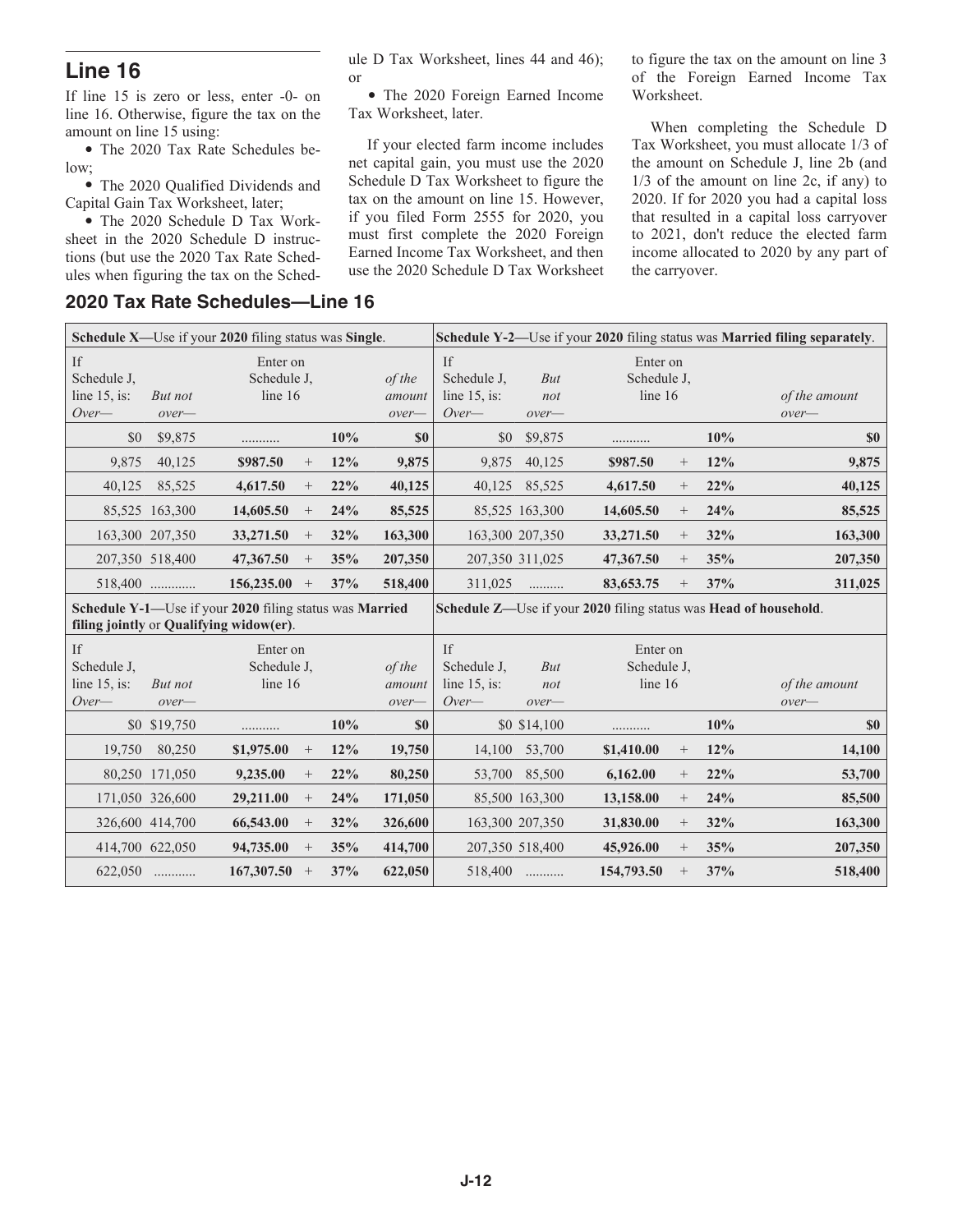## Line 16

If line 15 is zero or less, enter -0- on line 16. Otherwise, figure the tax on the amount on line 15 using:

- The 2020 Tax Rate Schedules below;
- The 2020 Qualified Dividends and Capital Gain Tax Worksheet, later;
- The 2020 Schedule D Tax Worksheet in the 2020 Schedule D instructions (but use the 2020 Tax Rate Schedules when figuring the tax on the Schedule D Tax Worksheet, lines 44 and 46); or
- The 2020 Foreign Earned Income Tax Worksheet, later.

If your elected farm income includes net capital gain, you must use the 2020 Schedule D Tax Worksheet to figure the tax on the amount on line 15. However, if you filed Form 2555 for 2020, you must first complete the 2020 Foreign Earned Income Tax Worksheet, and then use the 2020 Schedule D Tax Worksheet to figure the tax on the amount on line 3 of the Foreign Earned Income Tax Worksheet.

When completing the Schedule D Tax Worksheet, you must allocate 1/3 of the amount on Schedule J, line 2b (and 1/3 of the amount on line 2c, if any) to 2020. If for 2020 you had a capital loss that resulted in a capital loss carryover to 2021, don't reduce the elected farm income allocated to 2020 by any part of the carryover.

### 2020 Tax Rate Schedules—Line 16

**Schedule X—**Use if your **2020** filing status was **Single**.

| If Schedule J, line 15, is: *Over—* | *But not over—* | Enter on Schedule J, line 16 | | | *of the amount over—* |
|---|---|---|---|---|---|
| $0 | $9,875 | .......... | | 10% | $0 |
| 9,875 | 40,125 | $987.50 | + | 12% | 9,875 |
| 40,125 | 85,525 | 4,617.50 | + | 22% | 40,125 |
| 85,525 | 163,300 | 14,605.50 | + | 24% | 85,525 |
| 163,300 | 207,350 | 33,271.50 | + | 32% | 163,300 |
| 207,350 | 518,400 | 47,367.50 | + | 35% | 207,350 |
| 518,400 | ............ | 156,235.00 | + | 37% | 518,400 |

**Schedule Y-2—**Use if your **2020** filing status was **Married filing separately**.

| If Schedule J, line 15, is: *Over—* | *But not over—* | Enter on Schedule J, line 16 | | | *of the amount over—* |
|---|---|---|---|---|---|
| $0 | $9,875 | .......... | | 10% | $0 |
| 9,875 | 40,125 | $987.50 | + | 12% | 9,875 |
| 40,125 | 85,525 | 4,617.50 | + | 22% | 40,125 |
| 85,525 | 163,300 | 14,605.50 | + | 24% | 85,525 |
| 163,300 | 207,350 | 33,271.50 | + | 32% | 163,300 |
| 207,350 | 311,025 | 47,367.50 | + | 35% | 207,350 |
| 311,025 | ......... | 83,653.75 | + | 37% | 311,025 |

**Schedule Y-1—**Use if your **2020** filing status was **Married filing jointly** or **Qualifying widow(er)**.

| If Schedule J, line 15, is: *Over—* | *But not over—* | Enter on Schedule J, line 16 | | | *of the amount over—* |
|---|---|---|---|---|---|
| $0 | $19,750 | .......... | | 10% | $0 |
| 19,750 | 80,250 | $1,975.00 | + | 12% | 19,750 |
| 80,250 | 171,050 | 9,235.00 | + | 22% | 80,250 |
| 171,050 | 326,600 | 29,211.00 | + | 24% | 171,050 |
| 326,600 | 414,700 | 66,543.00 | + | 32% | 326,600 |
| 414,700 | 622,050 | 94,735.00 | + | 35% | 414,700 |
| 622,050 | ........... | 167,307.50 | + | 37% | 622,050 |

**Schedule Z—**Use if your **2020** filing status was **Head of household**.

| If Schedule J, line 15, is: *Over—* | *But not over—* | Enter on Schedule J, line 16 | | | *of the amount over—* |
|---|---|---|---|---|---|
| $0 | $14,100 | .......... | | 10% | $0 |
| 14,100 | 53,700 | $1,410.00 | + | 12% | 14,100 |
| 53,700 | 85,500 | 6,162.00 | + | 22% | 53,700 |
| 85,500 | 163,300 | 13,158.00 | + | 24% | 85,500 |
| 163,300 | 207,350 | 31,830.00 | + | 32% | 163,300 |
| 207,350 | 518,400 | 45,926.00 | + | 35% | 207,350 |
| 518,400 | .......... | 154,793.50 | + | 37% | 518,400 |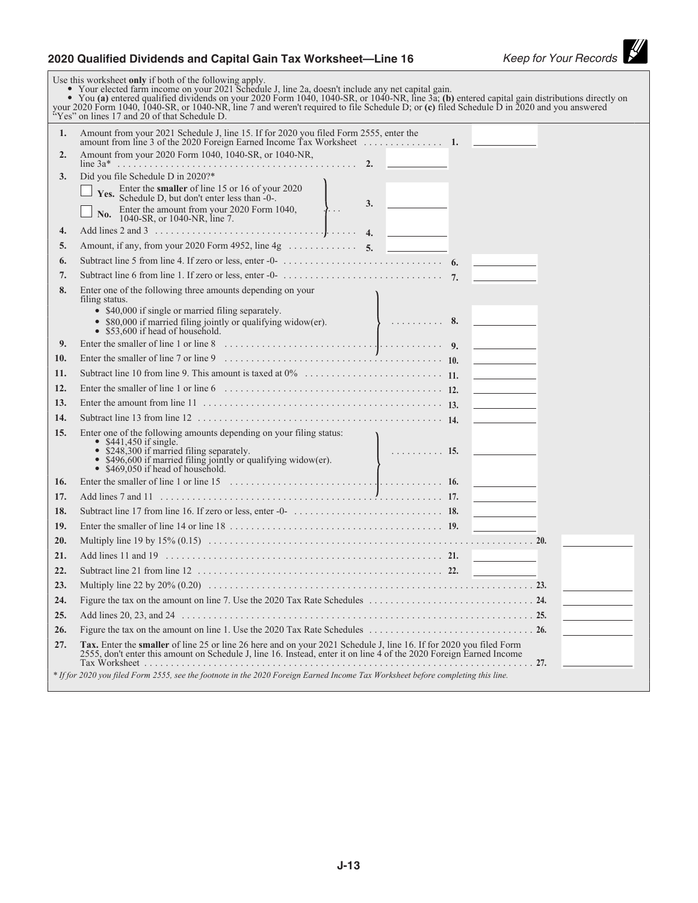## 2020 Qualified Dividends and Capital Gain Tax Worksheet—Line 16

*Keep for Your Records*

Use this worksheet **only** if both of the following apply.

- Your elected farm income on your 2021 Schedule J, line 2a, doesn't include any net capital gain.
- You **(a)** entered qualified dividends on your 2020 Form 1040, 1040-SR, or 1040-NR, line 3a; **(b)** entered capital gain distributions directly on your 2020 Form 1040, 1040-SR, or 1040-NR, line 7 and weren't required to file Schedule D; or **(c)** filed Schedule D in 2020 and you answered "Yes" on lines 17 and 20 of that Schedule D.

| Line | Description | | | |
|---|---|---|---|---|
| **1.** | Amount from your 2021 Schedule J, line 15. If for 2020 you filed Form 2555, enter the amount from line 3 of the 2020 Foreign Earned Income Tax Worksheet . . . . . . . . . . . . . . . **1.** | | | |
| **2.** | Amount from your 2020 Form 1040, 1040-SR, or 1040-NR, line 3a* . . . . . . . . . . **2.** | | | |
| **3.** | Did you file Schedule D in 2020?*<br>☐ **Yes.** Enter the **smaller** of line 15 or 16 of your 2020 Schedule D, but don't enter less than -0-.<br>☐ **No.** Enter the amount from your 2020 Form 1040, 1040-SR, or 1040-NR, line 7. . . . **3.** | | | |
| **4.** | Add lines 2 and 3 . . . . . . . . . . **4.** | | | |
| **5.** | Amount, if any, from your 2020 Form 4952, line 4g . . . . . . . . . . **5.** | | | |
| **6.** | Subtract line 5 from line 4. If zero or less, enter -0- . . . . . . . . . . **6.** | | | |
| **7.** | Subtract line 6 from line 1. If zero or less, enter -0- . . . . . . . . . . **7.** | | | |
| **8.** | Enter one of the following three amounts depending on your filing status.<br>• $40,000 if single or married filing separately.<br>• $80,000 if married filing jointly or qualifying widow(er).<br>• $53,600 if head of household. . . . . . . . . . **8.** | | | |
| **9.** | Enter the smaller of line 1 or line 8 . . . . . . . . . . **9.** | | | |
| **10.** | Enter the smaller of line 7 or line 9 . . . . . . . . . . **10.** | | | |
| **11.** | Subtract line 10 from line 9. This amount is taxed at 0% . . . . . . . . . . **11.** | | | |
| **12.** | Enter the smaller of line 1 or line 6 . . . . . . . . . . **12.** | | | |
| **13.** | Enter the amount from line 11 . . . . . . . . . . **13.** | | | |
| **14.** | Subtract line 13 from line 12 . . . . . . . . . . **14.** | | | |
| **15.** | Enter one of the following amounts depending on your filing status:<br>• $441,450 if single.<br>• $248,300 if married filing separately.<br>• $496,600 if married filing jointly or qualifying widow(er).<br>• $469,050 if head of household. . . . . . . . . . **15.** | | | |
| **16.** | Enter the smaller of line 1 or line 15 . . . . . . . . . . **16.** | | | |
| **17.** | Add lines 7 and 11 . . . . . . . . . . **17.** | | | |
| **18.** | Subtract line 17 from line 16. If zero or less, enter -0- . . . . . . . . . . **18.** | | | |
| **19.** | Enter the smaller of line 14 or line 18 . . . . . . . . . . **19.** | | | |
| **20.** | Multiply line 19 by 15% (0.15) . . . . . . . . . . **20.** | | | |
| **21.** | Add lines 11 and 19 . . . . . . . . . . **21.** | | | |
| **22.** | Subtract line 21 from line 12 . . . . . . . . . . **22.** | | | |
| **23.** | Multiply line 22 by 20% (0.20) . . . . . . . . . . **23.** | | | |
| **24.** | Figure the tax on the amount on line 7. Use the 2020 Tax Rate Schedules . . . . . . . . . . **24.** | | | |
| **25.** | Add lines 20, 23, and 24 . . . . . . . . . . **25.** | | | |
| **26.** | Figure the tax on the amount on line 1. Use the 2020 Tax Rate Schedules . . . . . . . . . . **26.** | | | |
| **27.** | **Tax.** Enter the **smaller** of line 25 or line 26 here and on your 2021 Schedule J, line 16. If for 2020 you filed Form 2555, don't enter this amount on Schedule J, line 16. Instead, enter it on line 4 of the 2020 Foreign Earned Income Tax Worksheet . . . . . . . . . . **27.** | | | |

*\* If for 2020 you filed Form 2555, see the footnote in the 2020 Foreign Earned Income Tax Worksheet before completing this line.*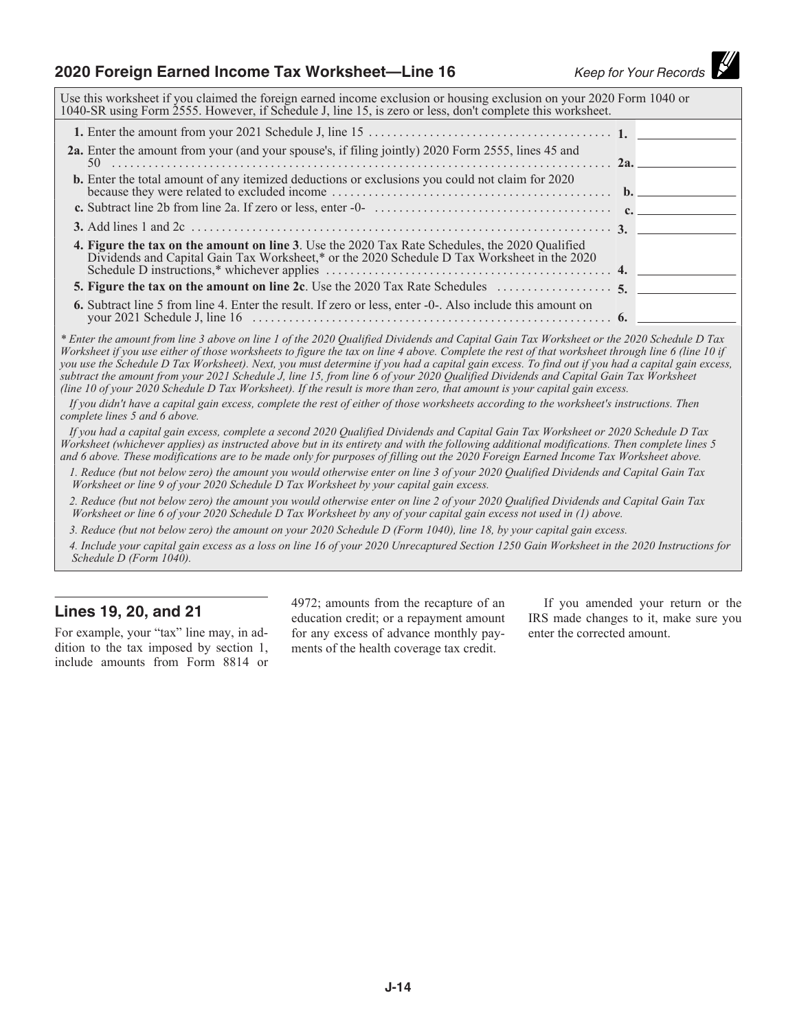## 2020 Foreign Earned Income Tax Worksheet—Line 16

*Keep for Your Records*

Use this worksheet if you claimed the foreign earned income exclusion or housing exclusion on your 2020 Form 1040 or 1040-SR using Form 2555. However, if Schedule J, line 15, is zero or less, don't complete this worksheet.

| | | |
|---|---|---|
| **1.** Enter the amount from your 2021 Schedule J, line 15 | **1.** | |
| **2a.** Enter the amount from your (and your spouse's, if filing jointly) 2020 Form 2555, lines 45 and 50 | **2a.** | |
| **b.** Enter the total amount of any itemized deductions or exclusions you could not claim for 2020 because they were related to excluded income | **b.** | |
| **c.** Subtract line 2b from line 2a. If zero or less, enter -0- | **c.** | |
| **3.** Add lines 1 and 2c | **3.** | |
| **4. Figure the tax on the amount on line 3**. Use the 2020 Tax Rate Schedules, the 2020 Qualified Dividends and Capital Gain Tax Worksheet,* or the 2020 Schedule D Tax Worksheet in the 2020 Schedule D instructions,* whichever applies | **4.** | |
| **5. Figure the tax on the amount on line 2c**. Use the 2020 Tax Rate Schedules | **5.** | |
| **6.** Subtract line 5 from line 4. Enter the result. If zero or less, enter -0-. Also include this amount on your 2021 Schedule J, line 16 | **6.** | |

*\* Enter the amount from line 3 above on line 1 of the 2020 Qualified Dividends and Capital Gain Tax Worksheet or the 2020 Schedule D Tax Worksheet if you use either of those worksheets to figure the tax on line 4 above. Complete the rest of that worksheet through line 6 (line 10 if you use the Schedule D Tax Worksheet). Next, you must determine if you had a capital gain excess. To find out if you had a capital gain excess, subtract the amount from your 2021 Schedule J, line 15, from line 6 of your 2020 Qualified Dividends and Capital Gain Tax Worksheet (line 10 of your 2020 Schedule D Tax Worksheet). If the result is more than zero, that amount is your capital gain excess.*

*If you didn't have a capital gain excess, complete the rest of either of those worksheets according to the worksheet's instructions. Then complete lines 5 and 6 above.*

*If you had a capital gain excess, complete a second 2020 Qualified Dividends and Capital Gain Tax Worksheet or 2020 Schedule D Tax Worksheet (whichever applies) as instructed above but in its entirety and with the following additional modifications. Then complete lines 5 and 6 above. These modifications are to be made only for purposes of filling out the 2020 Foreign Earned Income Tax Worksheet above.*

*1. Reduce (but not below zero) the amount you would otherwise enter on line 3 of your 2020 Qualified Dividends and Capital Gain Tax Worksheet or line 9 of your 2020 Schedule D Tax Worksheet by your capital gain excess.*

*2. Reduce (but not below zero) the amount you would otherwise enter on line 2 of your 2020 Qualified Dividends and Capital Gain Tax Worksheet or line 6 of your 2020 Schedule D Tax Worksheet by any of your capital gain excess not used in (1) above.*

*3. Reduce (but not below zero) the amount on your 2020 Schedule D (Form 1040), line 18, by your capital gain excess.*

*4. Include your capital gain excess as a loss on line 16 of your 2020 Unrecaptured Section 1250 Gain Worksheet in the 2020 Instructions for Schedule D (Form 1040).*

## Lines 19, 20, and 21

For example, your "tax" line may, in addition to the tax imposed by section 1, include amounts from Form 8814 or 4972; amounts from the recapture of an education credit; or a repayment amount for any excess of advance monthly payments of the health coverage tax credit.

If you amended your return or the IRS made changes to it, make sure you enter the corrected amount.